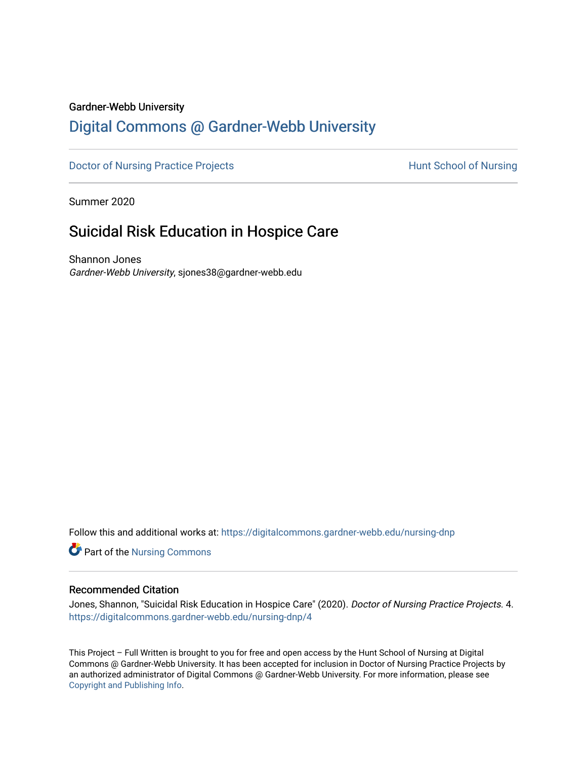Gardner-Webb University

# Digital Commons @ Gardner-Webb University

Doctor of Nursing Practice Projects | Hunt School of Nursing

Summer 2020

## Suicidal Risk Education in Hospice Care

Shannon Jones
*Gardner-Webb University*, sjones38@gardner-webb.edu

Follow this and additional works at: https://digitalcommons.gardner-webb.edu/nursing-dnp

Part of the Nursing Commons

### Recommended Citation

Jones, Shannon, "Suicidal Risk Education in Hospice Care" (2020). *Doctor of Nursing Practice Projects*. 4.
https://digitalcommons.gardner-webb.edu/nursing-dnp/4

This Project – Full Written is brought to you for free and open access by the Hunt School of Nursing at Digital Commons @ Gardner-Webb University. It has been accepted for inclusion in Doctor of Nursing Practice Projects by an authorized administrator of Digital Commons @ Gardner-Webb University. For more information, please see Copyright and Publishing Info.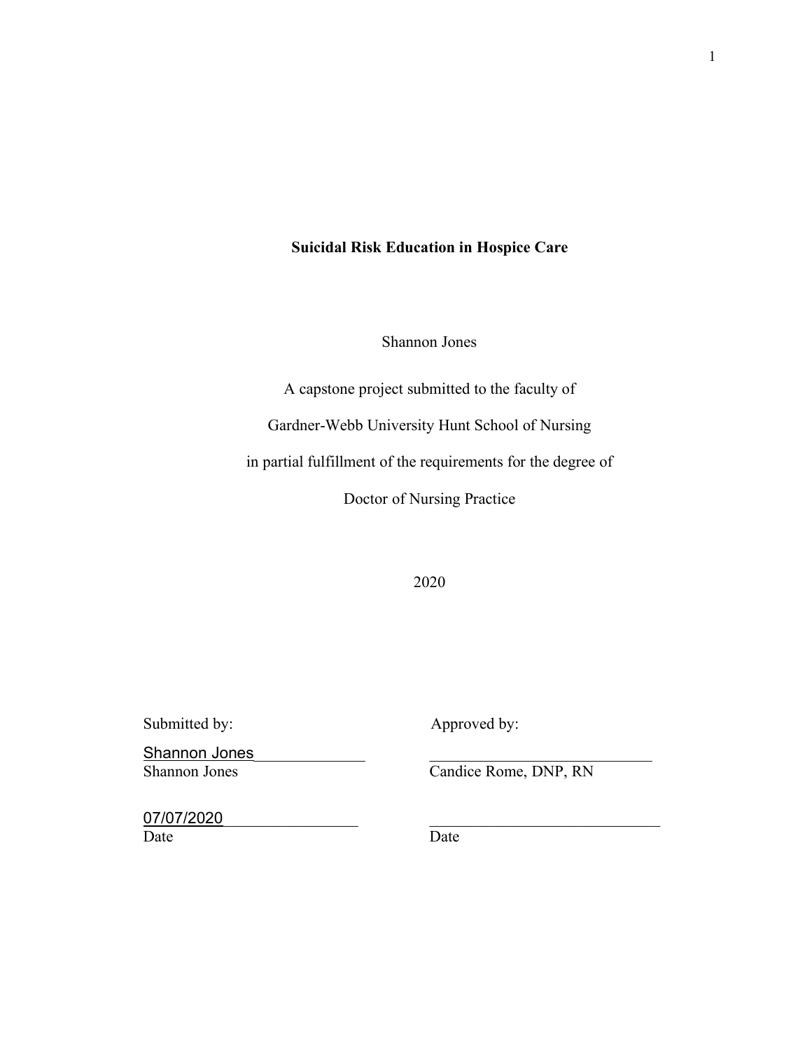**Suicidal Risk Education in Hospice Care**

Shannon Jones

A capstone project submitted to the faculty of

Gardner-Webb University Hunt School of Nursing

in partial fulfillment of the requirements for the degree of

Doctor of Nursing Practice

2020

| Submitted by: | Approved by: |
|---|---|
| Shannon Jones | ______________________ |
| Shannon Jones | Candice Rome, DNP, RN |
| 07/07/2020 | ______________________ |
| Date | Date |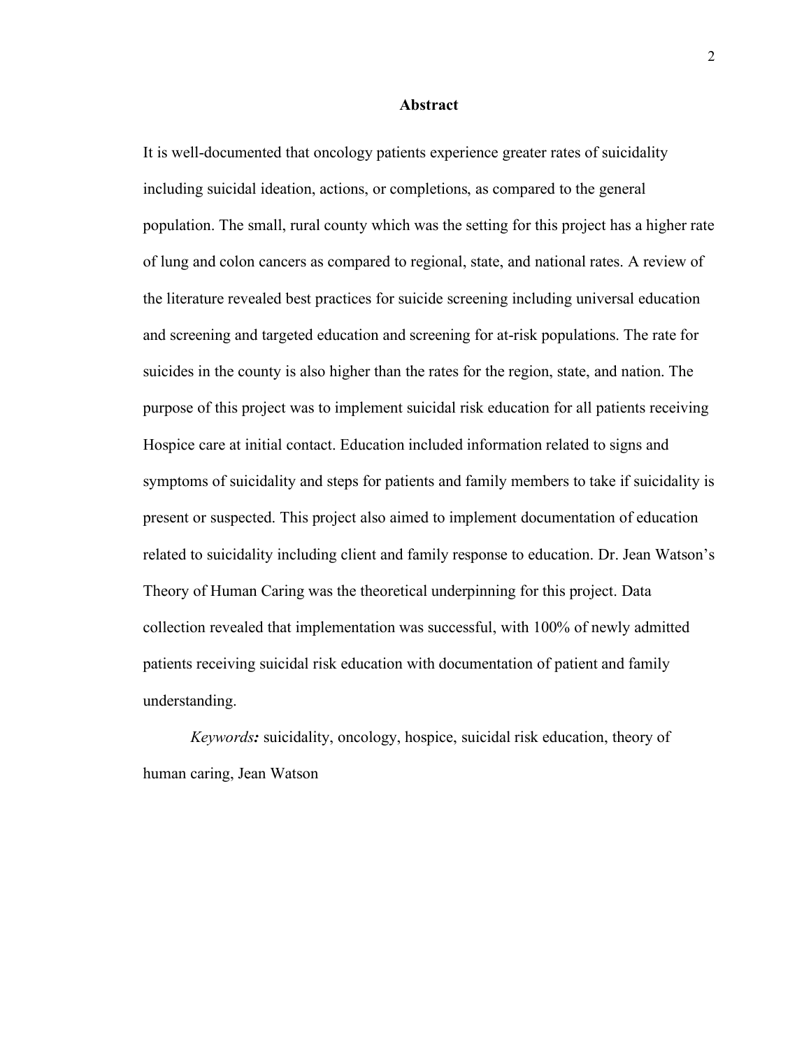# Abstract

It is well-documented that oncology patients experience greater rates of suicidality including suicidal ideation, actions, or completions, as compared to the general population. The small, rural county which was the setting for this project has a higher rate of lung and colon cancers as compared to regional, state, and national rates. A review of the literature revealed best practices for suicide screening including universal education and screening and targeted education and screening for at-risk populations. The rate for suicides in the county is also higher than the rates for the region, state, and nation. The purpose of this project was to implement suicidal risk education for all patients receiving Hospice care at initial contact. Education included information related to signs and symptoms of suicidality and steps for patients and family members to take if suicidality is present or suspected. This project also aimed to implement documentation of education related to suicidality including client and family response to education. Dr. Jean Watson's Theory of Human Caring was the theoretical underpinning for this project. Data collection revealed that implementation was successful, with 100% of newly admitted patients receiving suicidal risk education with documentation of patient and family understanding.

*Keywords:* suicidality, oncology, hospice, suicidal risk education, theory of human caring, Jean Watson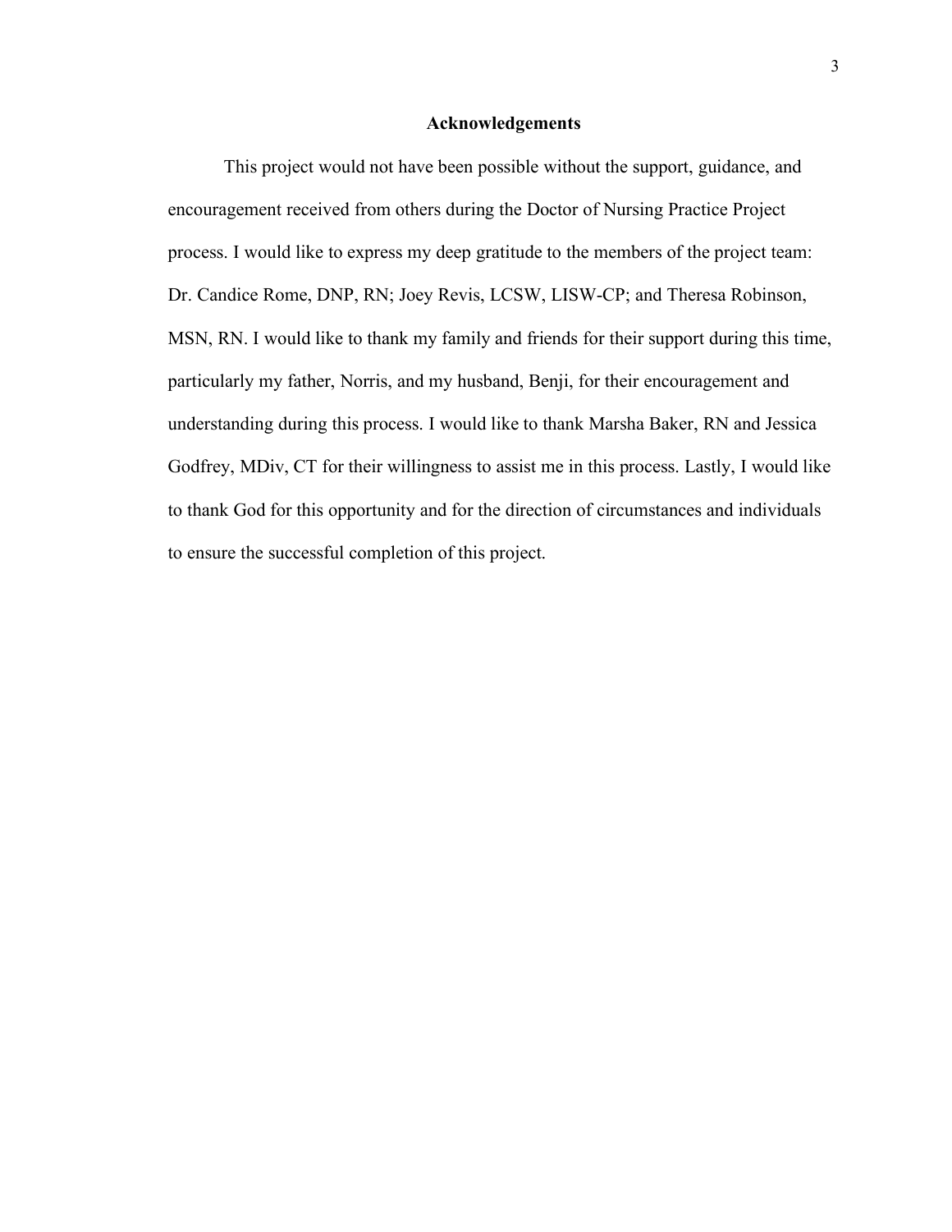## Acknowledgements

This project would not have been possible without the support, guidance, and encouragement received from others during the Doctor of Nursing Practice Project process. I would like to express my deep gratitude to the members of the project team: Dr. Candice Rome, DNP, RN; Joey Revis, LCSW, LISW-CP; and Theresa Robinson, MSN, RN. I would like to thank my family and friends for their support during this time, particularly my father, Norris, and my husband, Benji, for their encouragement and understanding during this process. I would like to thank Marsha Baker, RN and Jessica Godfrey, MDiv, CT for their willingness to assist me in this process. Lastly, I would like to thank God for this opportunity and for the direction of circumstances and individuals to ensure the successful completion of this project.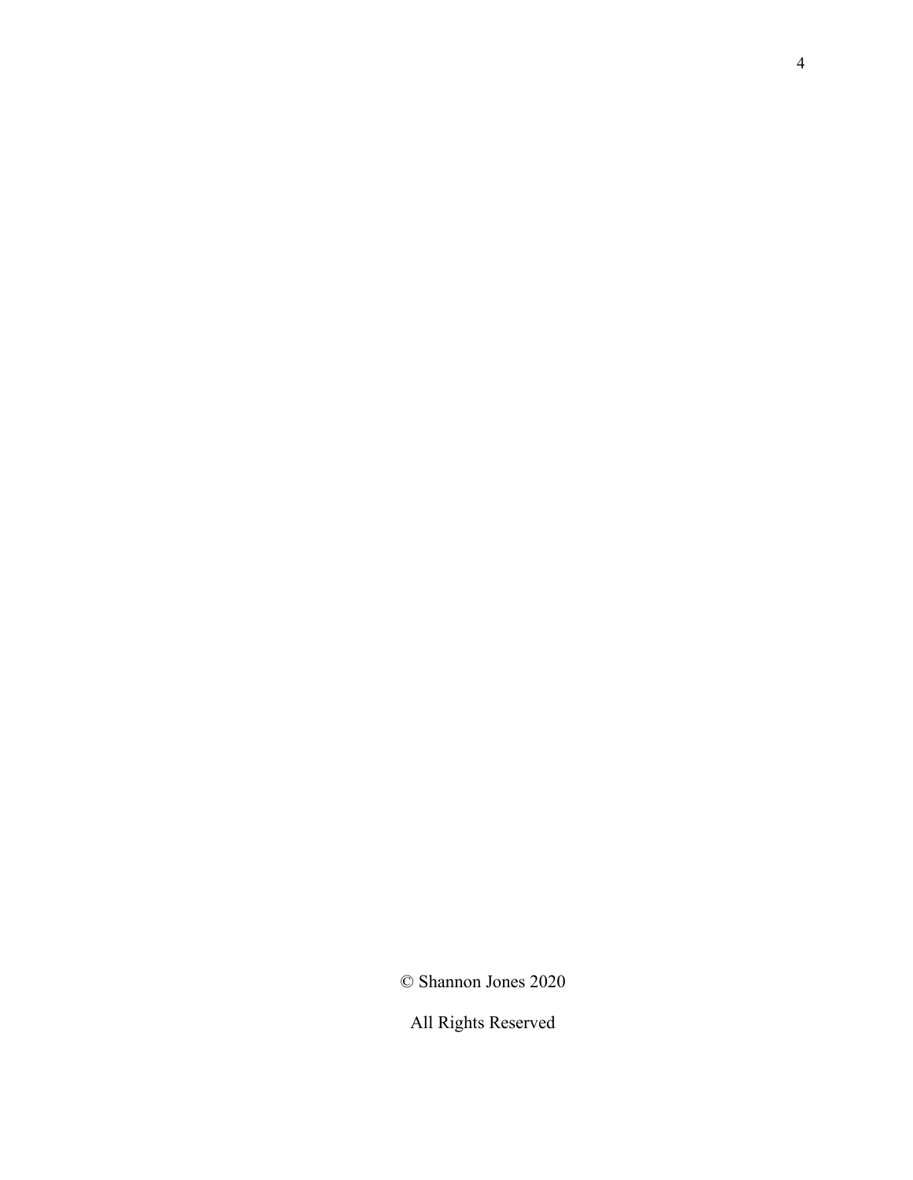© Shannon Jones 2020

All Rights Reserved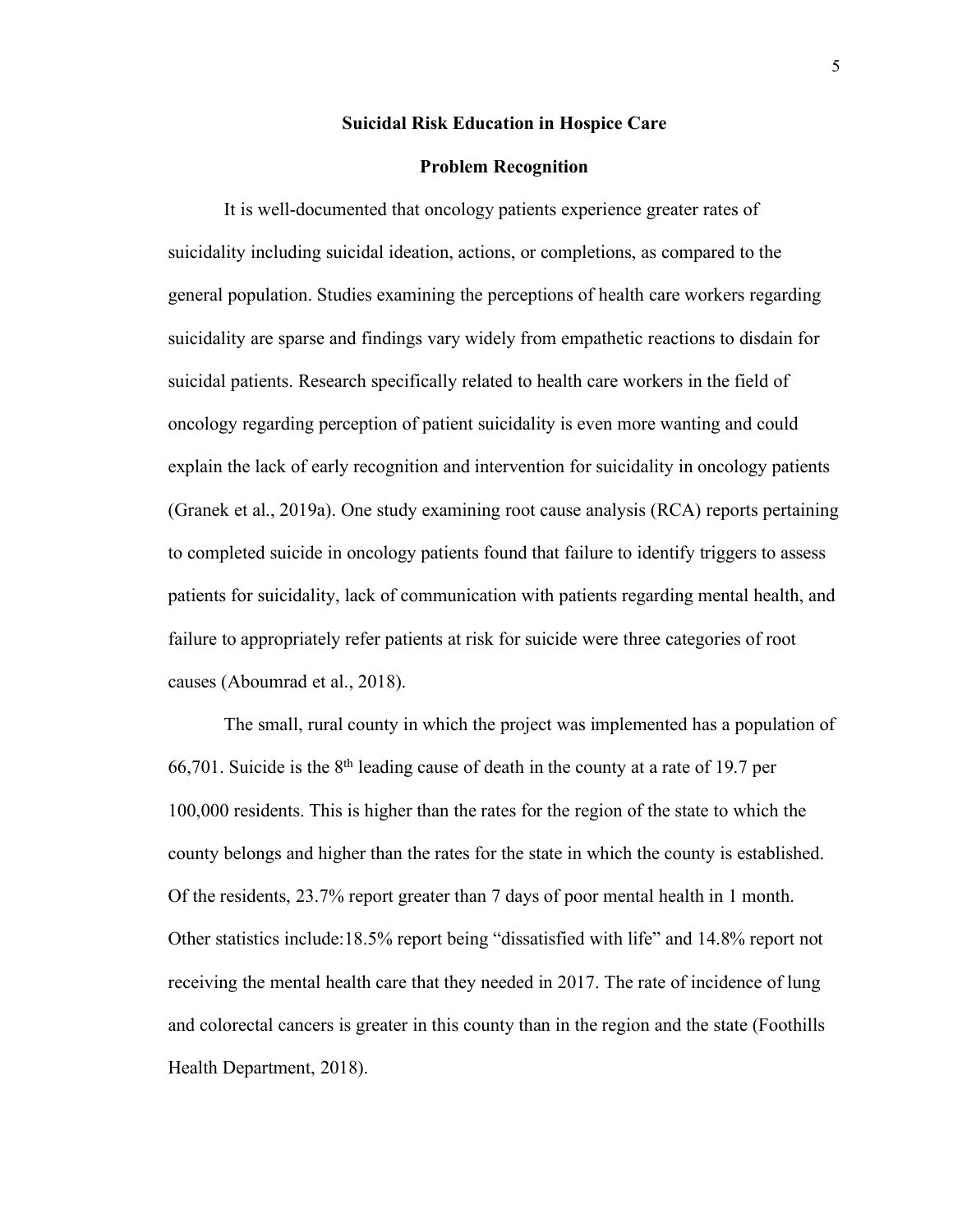# Suicidal Risk Education in Hospice Care

## Problem Recognition

It is well-documented that oncology patients experience greater rates of suicidality including suicidal ideation, actions, or completions, as compared to the general population. Studies examining the perceptions of health care workers regarding suicidality are sparse and findings vary widely from empathetic reactions to disdain for suicidal patients. Research specifically related to health care workers in the field of oncology regarding perception of patient suicidality is even more wanting and could explain the lack of early recognition and intervention for suicidality in oncology patients (Granek et al., 2019a). One study examining root cause analysis (RCA) reports pertaining to completed suicide in oncology patients found that failure to identify triggers to assess patients for suicidality, lack of communication with patients regarding mental health, and failure to appropriately refer patients at risk for suicide were three categories of root causes (Aboumrad et al., 2018).

The small, rural county in which the project was implemented has a population of 66,701. Suicide is the 8th leading cause of death in the county at a rate of 19.7 per 100,000 residents. This is higher than the rates for the region of the state to which the county belongs and higher than the rates for the state in which the county is established. Of the residents, 23.7% report greater than 7 days of poor mental health in 1 month. Other statistics include:18.5% report being "dissatisfied with life" and 14.8% report not receiving the mental health care that they needed in 2017. The rate of incidence of lung and colorectal cancers is greater in this county than in the region and the state (Foothills Health Department, 2018).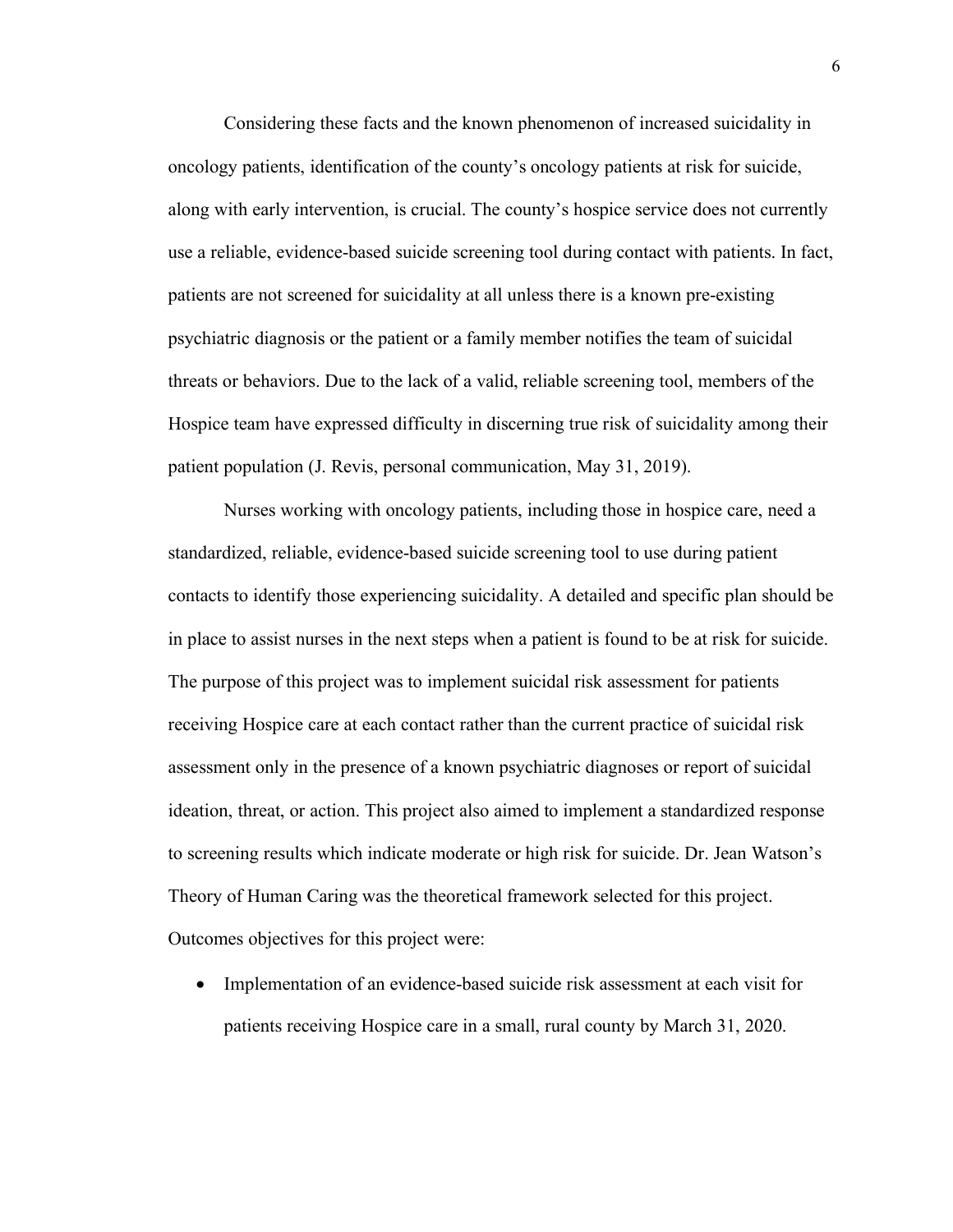Considering these facts and the known phenomenon of increased suicidality in oncology patients, identification of the county's oncology patients at risk for suicide, along with early intervention, is crucial. The county's hospice service does not currently use a reliable, evidence-based suicide screening tool during contact with patients. In fact, patients are not screened for suicidality at all unless there is a known pre-existing psychiatric diagnosis or the patient or a family member notifies the team of suicidal threats or behaviors. Due to the lack of a valid, reliable screening tool, members of the Hospice team have expressed difficulty in discerning true risk of suicidality among their patient population (J. Revis, personal communication, May 31, 2019).

Nurses working with oncology patients, including those in hospice care, need a standardized, reliable, evidence-based suicide screening tool to use during patient contacts to identify those experiencing suicidality. A detailed and specific plan should be in place to assist nurses in the next steps when a patient is found to be at risk for suicide. The purpose of this project was to implement suicidal risk assessment for patients receiving Hospice care at each contact rather than the current practice of suicidal risk assessment only in the presence of a known psychiatric diagnoses or report of suicidal ideation, threat, or action. This project also aimed to implement a standardized response to screening results which indicate moderate or high risk for suicide. Dr. Jean Watson's Theory of Human Caring was the theoretical framework selected for this project. Outcomes objectives for this project were:

- Implementation of an evidence-based suicide risk assessment at each visit for patients receiving Hospice care in a small, rural county by March 31, 2020.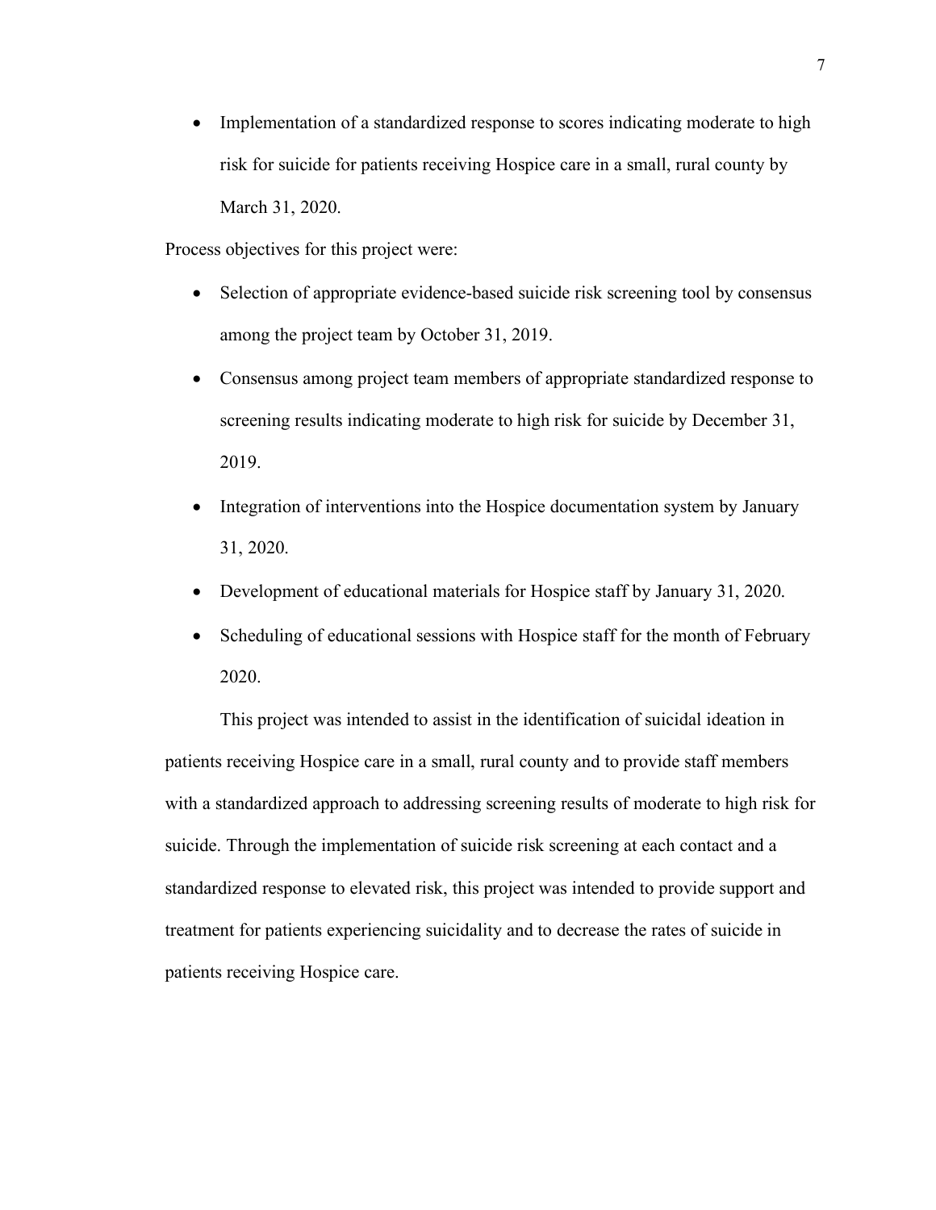- Implementation of a standardized response to scores indicating moderate to high risk for suicide for patients receiving Hospice care in a small, rural county by March 31, 2020.

Process objectives for this project were:

- Selection of appropriate evidence-based suicide risk screening tool by consensus among the project team by October 31, 2019.
- Consensus among project team members of appropriate standardized response to screening results indicating moderate to high risk for suicide by December 31, 2019.
- Integration of interventions into the Hospice documentation system by January 31, 2020.
- Development of educational materials for Hospice staff by January 31, 2020.
- Scheduling of educational sessions with Hospice staff for the month of February 2020.

This project was intended to assist in the identification of suicidal ideation in patients receiving Hospice care in a small, rural county and to provide staff members with a standardized approach to addressing screening results of moderate to high risk for suicide. Through the implementation of suicide risk screening at each contact and a standardized response to elevated risk, this project was intended to provide support and treatment for patients experiencing suicidality and to decrease the rates of suicide in patients receiving Hospice care.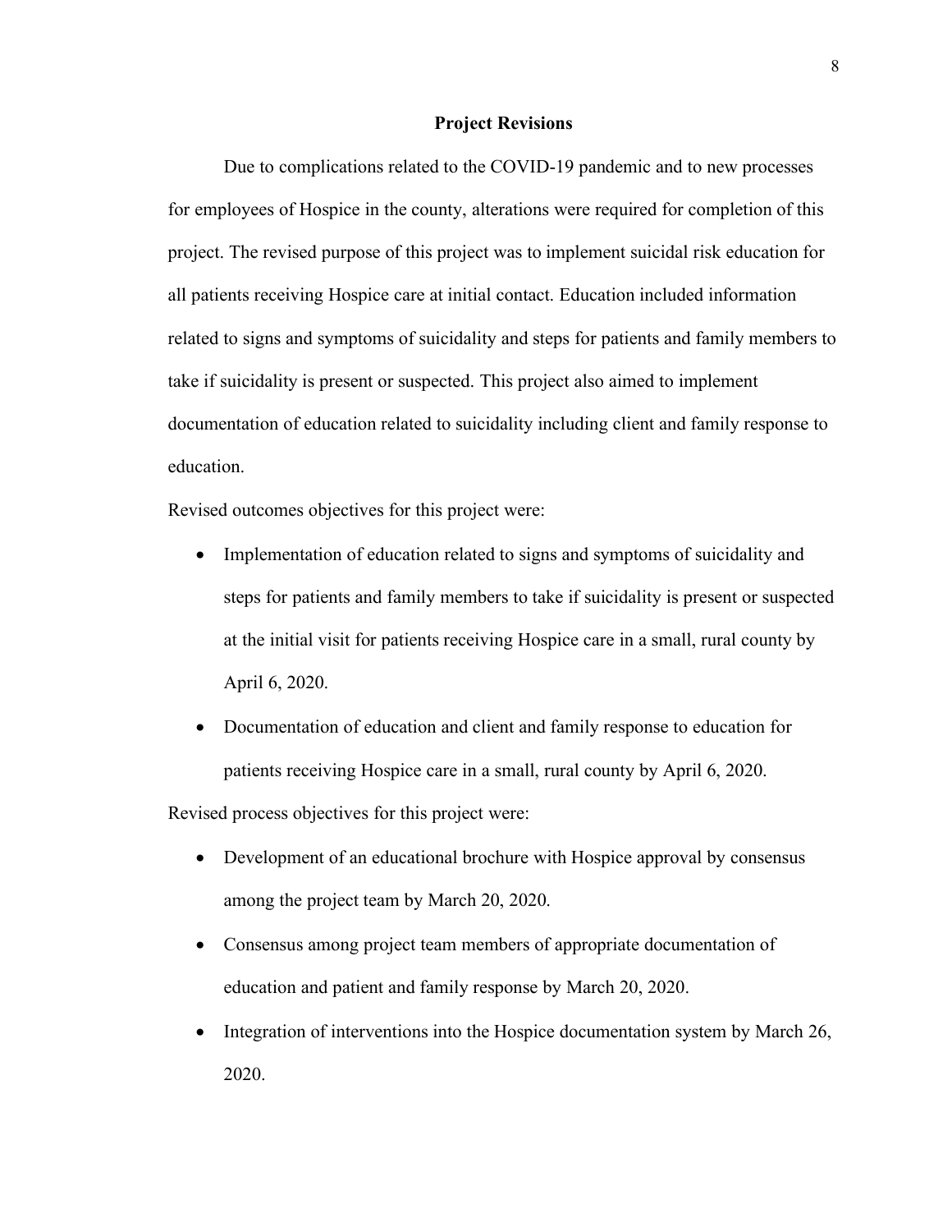## Project Revisions

Due to complications related to the COVID-19 pandemic and to new processes for employees of Hospice in the county, alterations were required for completion of this project. The revised purpose of this project was to implement suicidal risk education for all patients receiving Hospice care at initial contact. Education included information related to signs and symptoms of suicidality and steps for patients and family members to take if suicidality is present or suspected. This project also aimed to implement documentation of education related to suicidality including client and family response to education.

Revised outcomes objectives for this project were:

- Implementation of education related to signs and symptoms of suicidality and steps for patients and family members to take if suicidality is present or suspected at the initial visit for patients receiving Hospice care in a small, rural county by April 6, 2020.
- Documentation of education and client and family response to education for patients receiving Hospice care in a small, rural county by April 6, 2020.

Revised process objectives for this project were:

- Development of an educational brochure with Hospice approval by consensus among the project team by March 20, 2020.
- Consensus among project team members of appropriate documentation of education and patient and family response by March 20, 2020.
- Integration of interventions into the Hospice documentation system by March 26, 2020.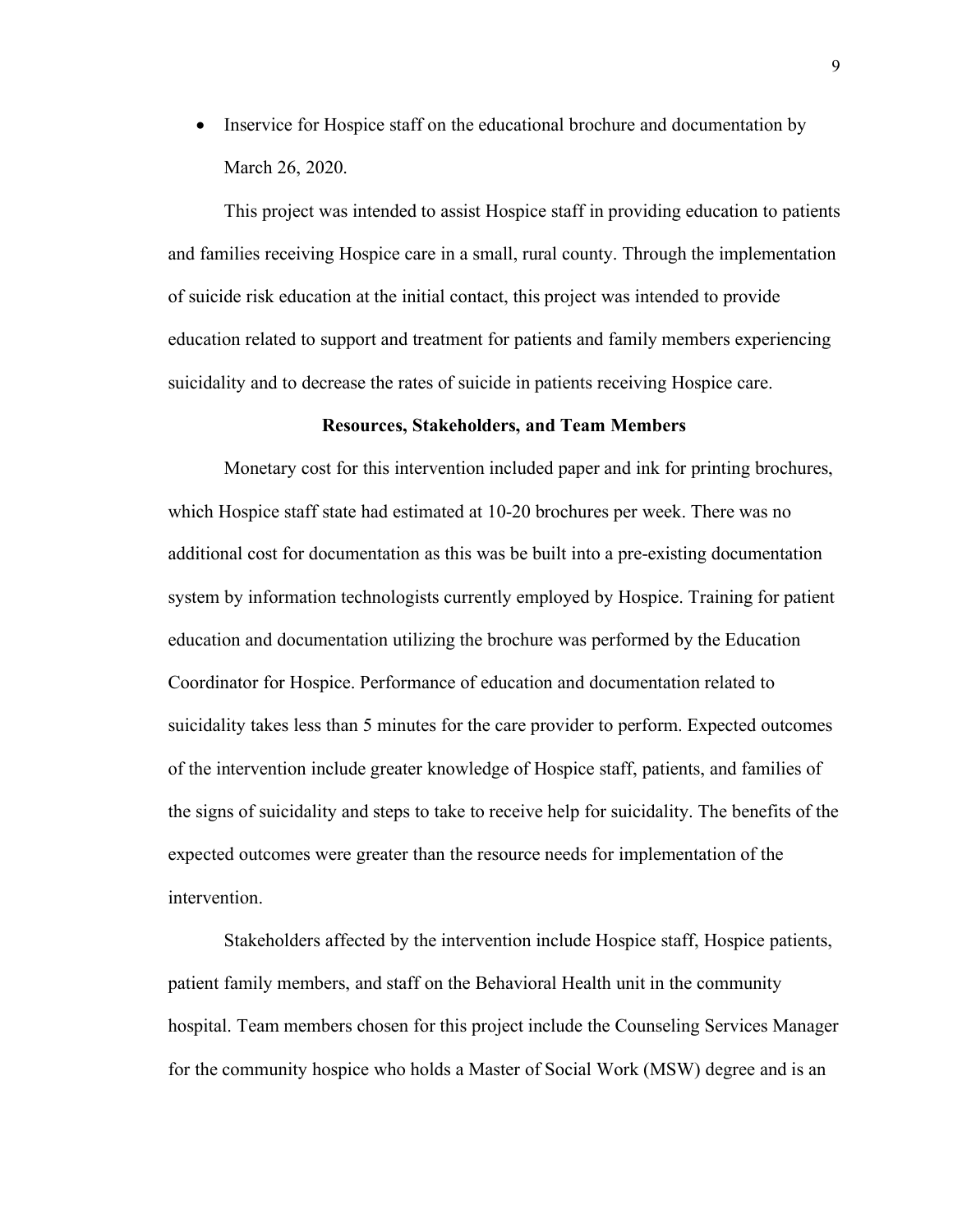- Inservice for Hospice staff on the educational brochure and documentation by March 26, 2020.

This project was intended to assist Hospice staff in providing education to patients and families receiving Hospice care in a small, rural county. Through the implementation of suicide risk education at the initial contact, this project was intended to provide education related to support and treatment for patients and family members experiencing suicidality and to decrease the rates of suicide in patients receiving Hospice care.

**Resources, Stakeholders, and Team Members**

Monetary cost for this intervention included paper and ink for printing brochures, which Hospice staff state had estimated at 10-20 brochures per week. There was no additional cost for documentation as this was be built into a pre-existing documentation system by information technologists currently employed by Hospice. Training for patient education and documentation utilizing the brochure was performed by the Education Coordinator for Hospice. Performance of education and documentation related to suicidality takes less than 5 minutes for the care provider to perform. Expected outcomes of the intervention include greater knowledge of Hospice staff, patients, and families of the signs of suicidality and steps to take to receive help for suicidality. The benefits of the expected outcomes were greater than the resource needs for implementation of the intervention.

Stakeholders affected by the intervention include Hospice staff, Hospice patients, patient family members, and staff on the Behavioral Health unit in the community hospital. Team members chosen for this project include the Counseling Services Manager for the community hospice who holds a Master of Social Work (MSW) degree and is an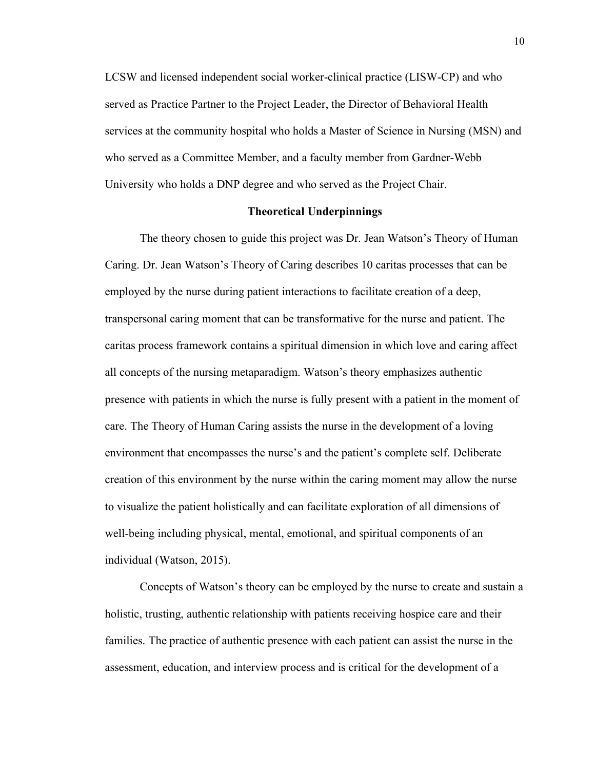LCSW and licensed independent social worker-clinical practice (LISW-CP) and who served as Practice Partner to the Project Leader, the Director of Behavioral Health services at the community hospital who holds a Master of Science in Nursing (MSN) and who served as a Committee Member, and a faculty member from Gardner-Webb University who holds a DNP degree and who served as the Project Chair.

## Theoretical Underpinnings

The theory chosen to guide this project was Dr. Jean Watson's Theory of Human Caring. Dr. Jean Watson's Theory of Caring describes 10 caritas processes that can be employed by the nurse during patient interactions to facilitate creation of a deep, transpersonal caring moment that can be transformative for the nurse and patient. The caritas process framework contains a spiritual dimension in which love and caring affect all concepts of the nursing metaparadigm. Watson's theory emphasizes authentic presence with patients in which the nurse is fully present with a patient in the moment of care. The Theory of Human Caring assists the nurse in the development of a loving environment that encompasses the nurse's and the patient's complete self. Deliberate creation of this environment by the nurse within the caring moment may allow the nurse to visualize the patient holistically and can facilitate exploration of all dimensions of well-being including physical, mental, emotional, and spiritual components of an individual (Watson, 2015).

Concepts of Watson's theory can be employed by the nurse to create and sustain a holistic, trusting, authentic relationship with patients receiving hospice care and their families. The practice of authentic presence with each patient can assist the nurse in the assessment, education, and interview process and is critical for the development of a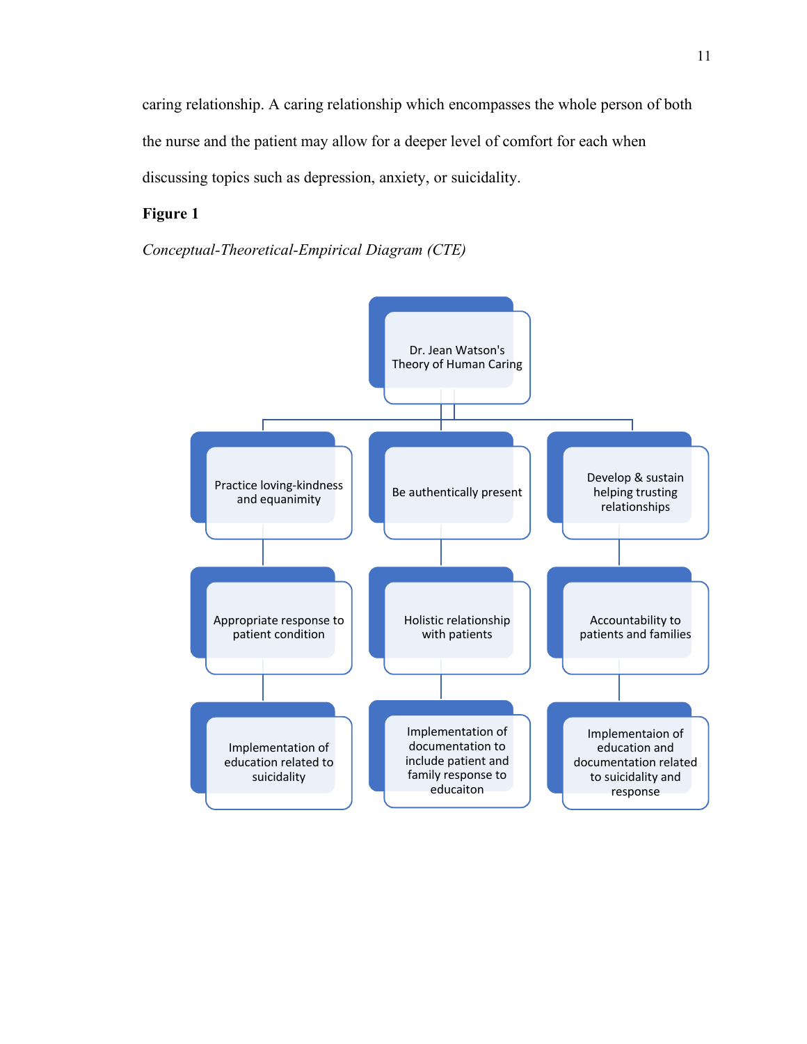caring relationship. A caring relationship which encompasses the whole person of both the nurse and the patient may allow for a deeper level of comfort for each when discussing topics such as depression, anxiety, or suicidality.

**Figure 1**

*Conceptual-Theoretical-Empirical Diagram (CTE)*

Dr. Jean Watson's Theory of Human Caring

Practice loving-kindness and equanimity

Be authentically present

Develop & sustain helping trusting relationships

Appropriate response to patient condition

Holistic relationship with patients

Accountability to patients and families

Implementation of education related to suicidality

Implementation of documentation to include patient and family response to educaiton

Implementaion of education and documentation related to suicidality and response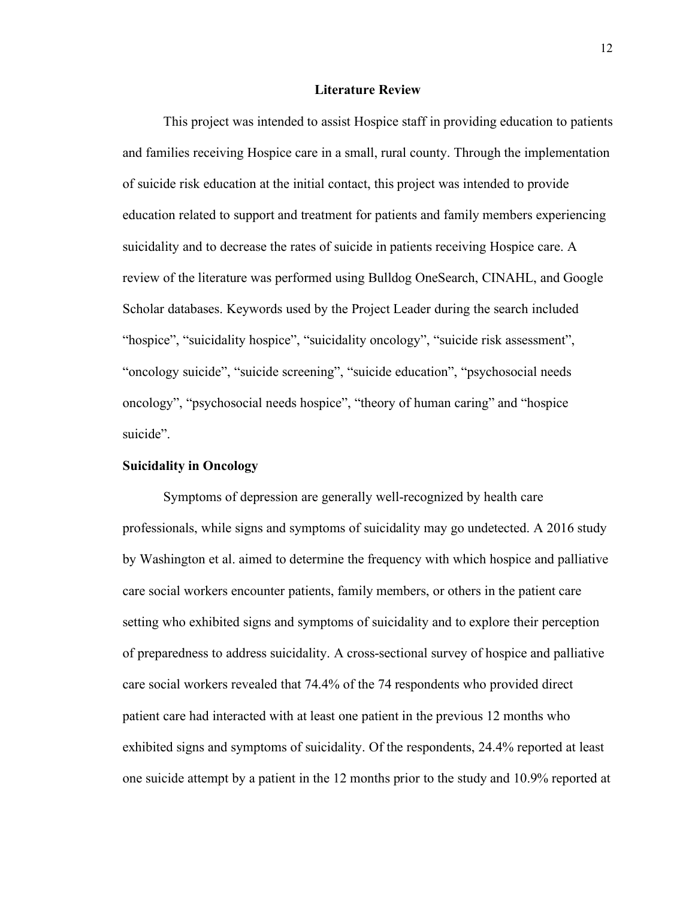## Literature Review

This project was intended to assist Hospice staff in providing education to patients and families receiving Hospice care in a small, rural county. Through the implementation of suicide risk education at the initial contact, this project was intended to provide education related to support and treatment for patients and family members experiencing suicidality and to decrease the rates of suicide in patients receiving Hospice care. A review of the literature was performed using Bulldog OneSearch, CINAHL, and Google Scholar databases. Keywords used by the Project Leader during the search included "hospice", "suicidality hospice", "suicidality oncology", "suicide risk assessment", "oncology suicide", "suicide screening", "suicide education", "psychosocial needs oncology", "psychosocial needs hospice", "theory of human caring" and "hospice suicide".

### Suicidality in Oncology

Symptoms of depression are generally well-recognized by health care professionals, while signs and symptoms of suicidality may go undetected. A 2016 study by Washington et al. aimed to determine the frequency with which hospice and palliative care social workers encounter patients, family members, or others in the patient care setting who exhibited signs and symptoms of suicidality and to explore their perception of preparedness to address suicidality. A cross-sectional survey of hospice and palliative care social workers revealed that 74.4% of the 74 respondents who provided direct patient care had interacted with at least one patient in the previous 12 months who exhibited signs and symptoms of suicidality. Of the respondents, 24.4% reported at least one suicide attempt by a patient in the 12 months prior to the study and 10.9% reported at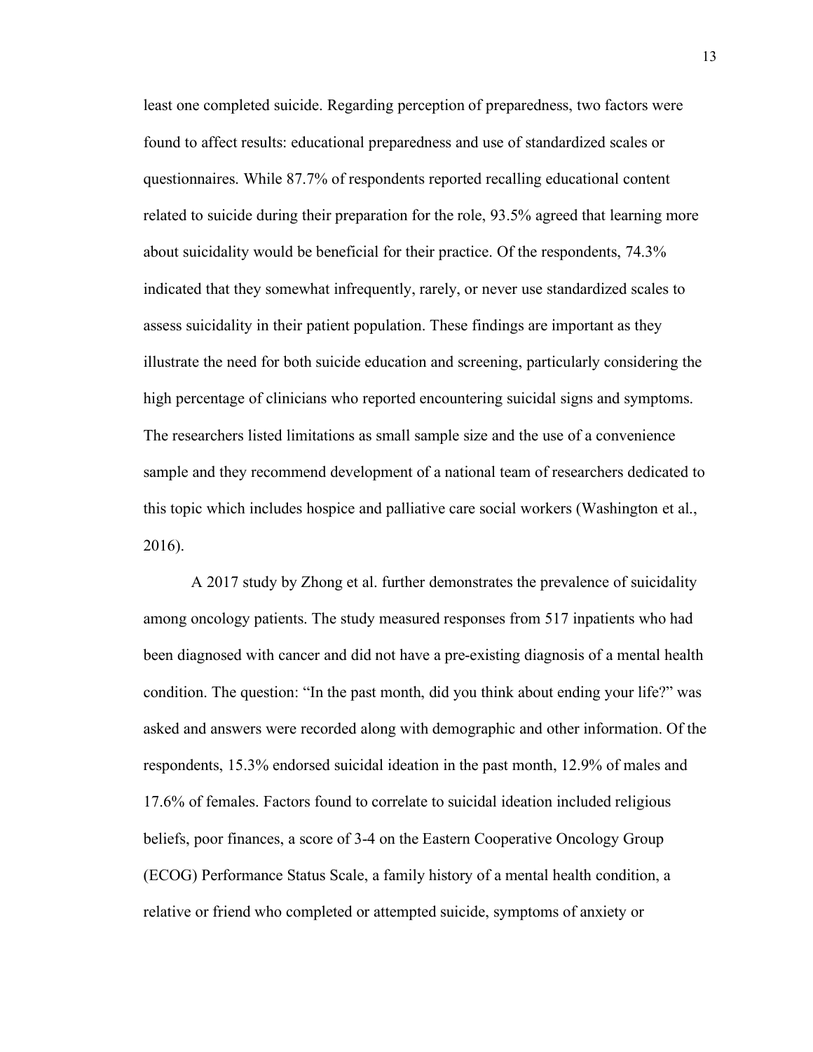least one completed suicide. Regarding perception of preparedness, two factors were found to affect results: educational preparedness and use of standardized scales or questionnaires. While 87.7% of respondents reported recalling educational content related to suicide during their preparation for the role, 93.5% agreed that learning more about suicidality would be beneficial for their practice. Of the respondents, 74.3% indicated that they somewhat infrequently, rarely, or never use standardized scales to assess suicidality in their patient population. These findings are important as they illustrate the need for both suicide education and screening, particularly considering the high percentage of clinicians who reported encountering suicidal signs and symptoms. The researchers listed limitations as small sample size and the use of a convenience sample and they recommend development of a national team of researchers dedicated to this topic which includes hospice and palliative care social workers (Washington et al., 2016).

A 2017 study by Zhong et al. further demonstrates the prevalence of suicidality among oncology patients. The study measured responses from 517 inpatients who had been diagnosed with cancer and did not have a pre-existing diagnosis of a mental health condition. The question: "In the past month, did you think about ending your life?" was asked and answers were recorded along with demographic and other information. Of the respondents, 15.3% endorsed suicidal ideation in the past month, 12.9% of males and 17.6% of females. Factors found to correlate to suicidal ideation included religious beliefs, poor finances, a score of 3-4 on the Eastern Cooperative Oncology Group (ECOG) Performance Status Scale, a family history of a mental health condition, a relative or friend who completed or attempted suicide, symptoms of anxiety or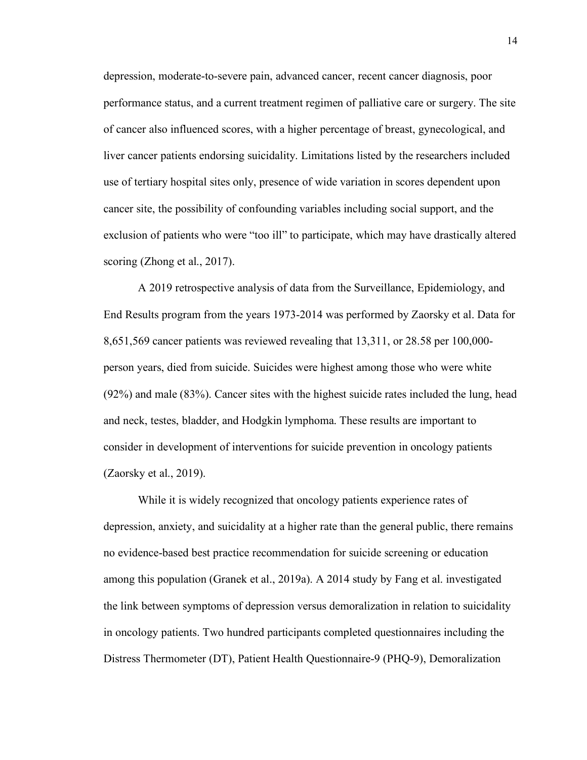depression, moderate-to-severe pain, advanced cancer, recent cancer diagnosis, poor performance status, and a current treatment regimen of palliative care or surgery. The site of cancer also influenced scores, with a higher percentage of breast, gynecological, and liver cancer patients endorsing suicidality. Limitations listed by the researchers included use of tertiary hospital sites only, presence of wide variation in scores dependent upon cancer site, the possibility of confounding variables including social support, and the exclusion of patients who were "too ill" to participate, which may have drastically altered scoring (Zhong et al., 2017).

A 2019 retrospective analysis of data from the Surveillance, Epidemiology, and End Results program from the years 1973-2014 was performed by Zaorsky et al. Data for 8,651,569 cancer patients was reviewed revealing that 13,311, or 28.58 per 100,000-person years, died from suicide. Suicides were highest among those who were white (92%) and male (83%). Cancer sites with the highest suicide rates included the lung, head and neck, testes, bladder, and Hodgkin lymphoma. These results are important to consider in development of interventions for suicide prevention in oncology patients (Zaorsky et al., 2019).

While it is widely recognized that oncology patients experience rates of depression, anxiety, and suicidality at a higher rate than the general public, there remains no evidence-based best practice recommendation for suicide screening or education among this population (Granek et al., 2019a). A 2014 study by Fang et al. investigated the link between symptoms of depression versus demoralization in relation to suicidality in oncology patients. Two hundred participants completed questionnaires including the Distress Thermometer (DT), Patient Health Questionnaire-9 (PHQ-9), Demoralization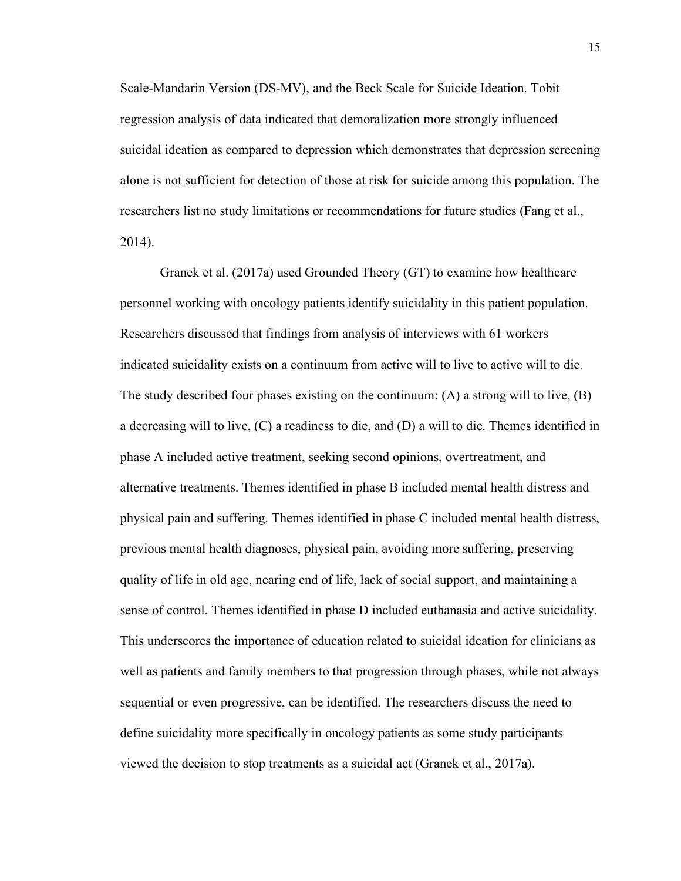Scale-Mandarin Version (DS-MV), and the Beck Scale for Suicide Ideation. Tobit regression analysis of data indicated that demoralization more strongly influenced suicidal ideation as compared to depression which demonstrates that depression screening alone is not sufficient for detection of those at risk for suicide among this population. The researchers list no study limitations or recommendations for future studies (Fang et al., 2014).

Granek et al. (2017a) used Grounded Theory (GT) to examine how healthcare personnel working with oncology patients identify suicidality in this patient population. Researchers discussed that findings from analysis of interviews with 61 workers indicated suicidality exists on a continuum from active will to live to active will to die. The study described four phases existing on the continuum: (A) a strong will to live, (B) a decreasing will to live, (C) a readiness to die, and (D) a will to die. Themes identified in phase A included active treatment, seeking second opinions, overtreatment, and alternative treatments. Themes identified in phase B included mental health distress and physical pain and suffering. Themes identified in phase C included mental health distress, previous mental health diagnoses, physical pain, avoiding more suffering, preserving quality of life in old age, nearing end of life, lack of social support, and maintaining a sense of control. Themes identified in phase D included euthanasia and active suicidality. This underscores the importance of education related to suicidal ideation for clinicians as well as patients and family members to that progression through phases, while not always sequential or even progressive, can be identified. The researchers discuss the need to define suicidality more specifically in oncology patients as some study participants viewed the decision to stop treatments as a suicidal act (Granek et al., 2017a).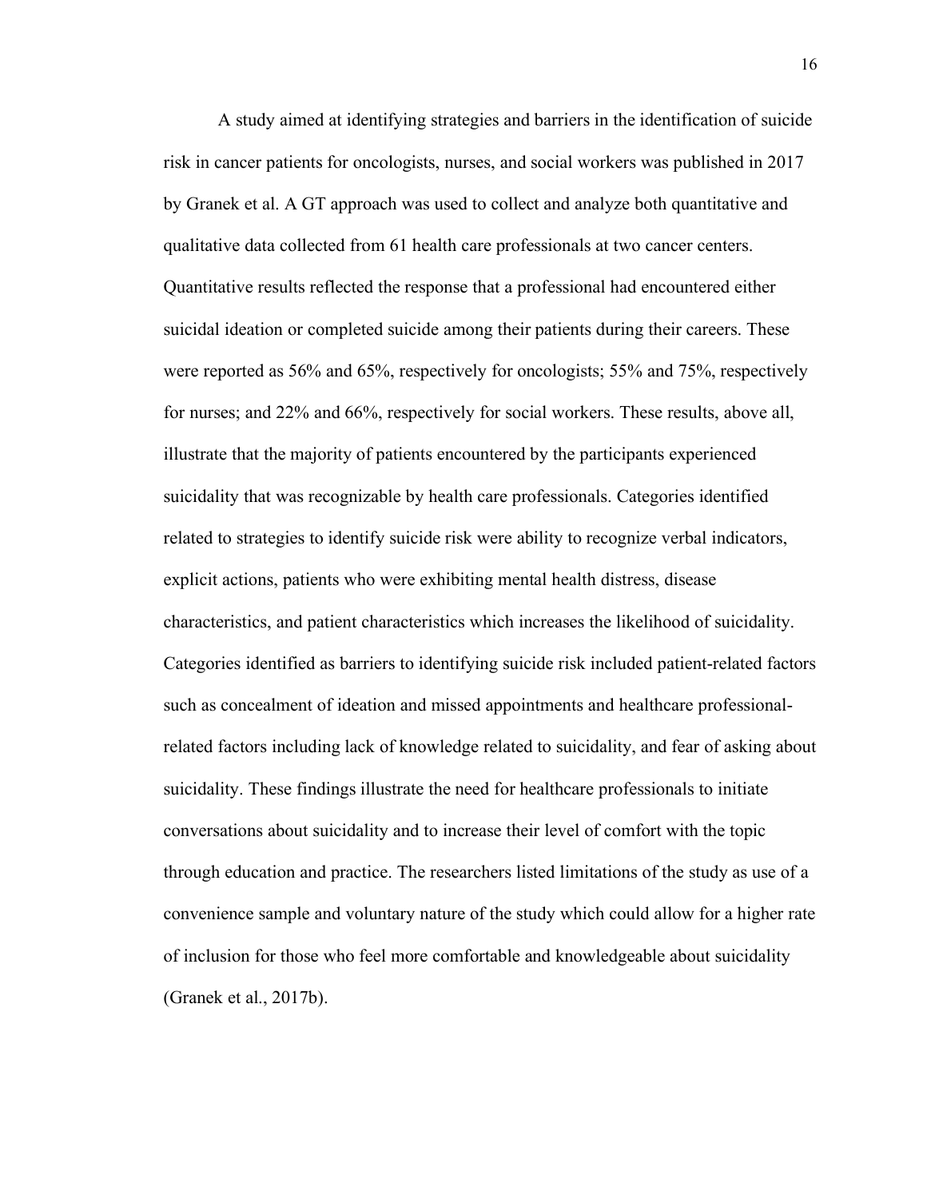A study aimed at identifying strategies and barriers in the identification of suicide risk in cancer patients for oncologists, nurses, and social workers was published in 2017 by Granek et al. A GT approach was used to collect and analyze both quantitative and qualitative data collected from 61 health care professionals at two cancer centers. Quantitative results reflected the response that a professional had encountered either suicidal ideation or completed suicide among their patients during their careers. These were reported as 56% and 65%, respectively for oncologists; 55% and 75%, respectively for nurses; and 22% and 66%, respectively for social workers. These results, above all, illustrate that the majority of patients encountered by the participants experienced suicidality that was recognizable by health care professionals. Categories identified related to strategies to identify suicide risk were ability to recognize verbal indicators, explicit actions, patients who were exhibiting mental health distress, disease characteristics, and patient characteristics which increases the likelihood of suicidality. Categories identified as barriers to identifying suicide risk included patient-related factors such as concealment of ideation and missed appointments and healthcare professional-related factors including lack of knowledge related to suicidality, and fear of asking about suicidality. These findings illustrate the need for healthcare professionals to initiate conversations about suicidality and to increase their level of comfort with the topic through education and practice. The researchers listed limitations of the study as use of a convenience sample and voluntary nature of the study which could allow for a higher rate of inclusion for those who feel more comfortable and knowledgeable about suicidality (Granek et al., 2017b).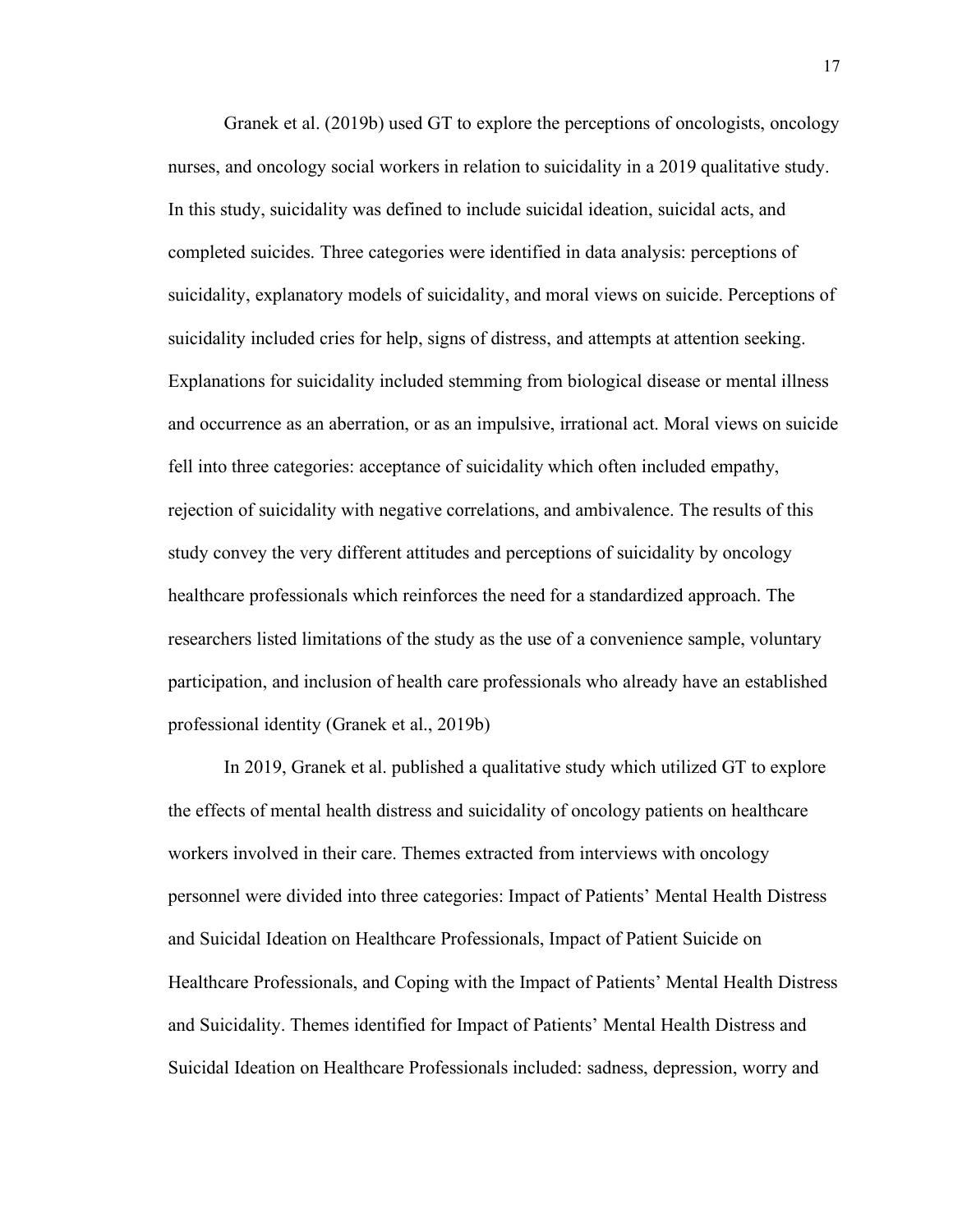Granek et al. (2019b) used GT to explore the perceptions of oncologists, oncology nurses, and oncology social workers in relation to suicidality in a 2019 qualitative study. In this study, suicidality was defined to include suicidal ideation, suicidal acts, and completed suicides. Three categories were identified in data analysis: perceptions of suicidality, explanatory models of suicidality, and moral views on suicide. Perceptions of suicidality included cries for help, signs of distress, and attempts at attention seeking. Explanations for suicidality included stemming from biological disease or mental illness and occurrence as an aberration, or as an impulsive, irrational act. Moral views on suicide fell into three categories: acceptance of suicidality which often included empathy, rejection of suicidality with negative correlations, and ambivalence. The results of this study convey the very different attitudes and perceptions of suicidality by oncology healthcare professionals which reinforces the need for a standardized approach. The researchers listed limitations of the study as the use of a convenience sample, voluntary participation, and inclusion of health care professionals who already have an established professional identity (Granek et al., 2019b)

In 2019, Granek et al. published a qualitative study which utilized GT to explore the effects of mental health distress and suicidality of oncology patients on healthcare workers involved in their care. Themes extracted from interviews with oncology personnel were divided into three categories: Impact of Patients' Mental Health Distress and Suicidal Ideation on Healthcare Professionals, Impact of Patient Suicide on Healthcare Professionals, and Coping with the Impact of Patients' Mental Health Distress and Suicidality. Themes identified for Impact of Patients' Mental Health Distress and Suicidal Ideation on Healthcare Professionals included: sadness, depression, worry and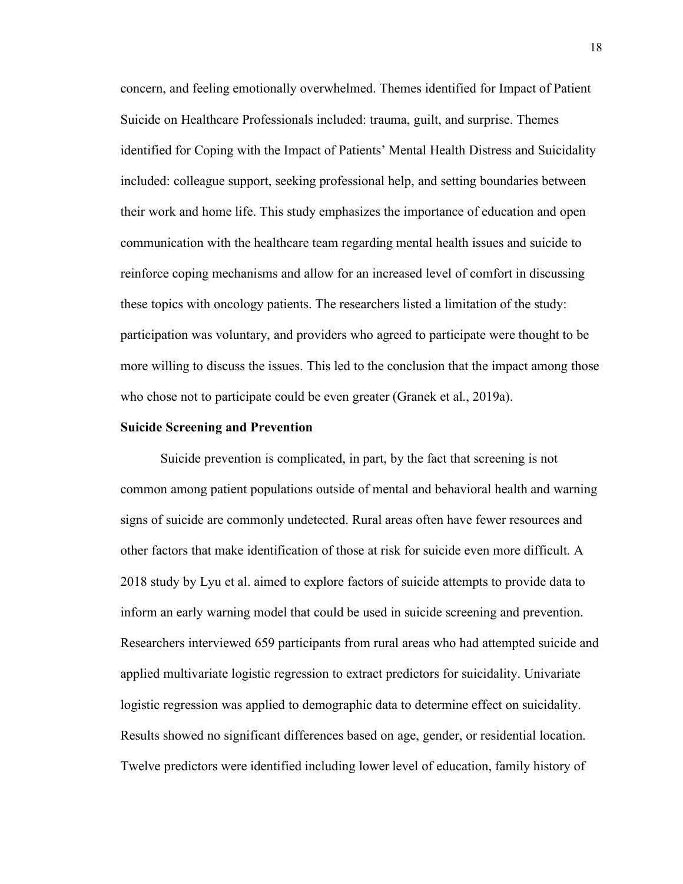concern, and feeling emotionally overwhelmed. Themes identified for Impact of Patient Suicide on Healthcare Professionals included: trauma, guilt, and surprise. Themes identified for Coping with the Impact of Patients' Mental Health Distress and Suicidality included: colleague support, seeking professional help, and setting boundaries between their work and home life. This study emphasizes the importance of education and open communication with the healthcare team regarding mental health issues and suicide to reinforce coping mechanisms and allow for an increased level of comfort in discussing these topics with oncology patients. The researchers listed a limitation of the study: participation was voluntary, and providers who agreed to participate were thought to be more willing to discuss the issues. This led to the conclusion that the impact among those who chose not to participate could be even greater (Granek et al., 2019a).

**Suicide Screening and Prevention**

Suicide prevention is complicated, in part, by the fact that screening is not common among patient populations outside of mental and behavioral health and warning signs of suicide are commonly undetected. Rural areas often have fewer resources and other factors that make identification of those at risk for suicide even more difficult. A 2018 study by Lyu et al. aimed to explore factors of suicide attempts to provide data to inform an early warning model that could be used in suicide screening and prevention. Researchers interviewed 659 participants from rural areas who had attempted suicide and applied multivariate logistic regression to extract predictors for suicidality. Univariate logistic regression was applied to demographic data to determine effect on suicidality. Results showed no significant differences based on age, gender, or residential location. Twelve predictors were identified including lower level of education, family history of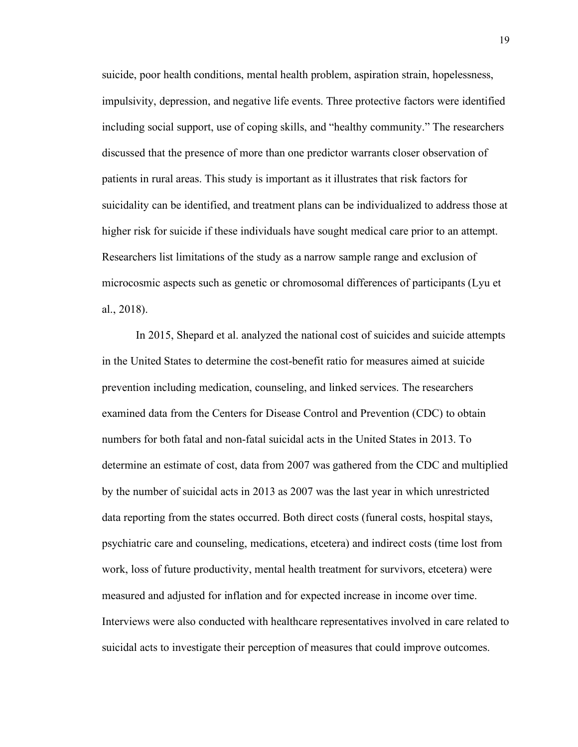suicide, poor health conditions, mental health problem, aspiration strain, hopelessness, impulsivity, depression, and negative life events. Three protective factors were identified including social support, use of coping skills, and "healthy community." The researchers discussed that the presence of more than one predictor warrants closer observation of patients in rural areas. This study is important as it illustrates that risk factors for suicidality can be identified, and treatment plans can be individualized to address those at higher risk for suicide if these individuals have sought medical care prior to an attempt. Researchers list limitations of the study as a narrow sample range and exclusion of microcosmic aspects such as genetic or chromosomal differences of participants (Lyu et al., 2018).

In 2015, Shepard et al. analyzed the national cost of suicides and suicide attempts in the United States to determine the cost-benefit ratio for measures aimed at suicide prevention including medication, counseling, and linked services. The researchers examined data from the Centers for Disease Control and Prevention (CDC) to obtain numbers for both fatal and non-fatal suicidal acts in the United States in 2013. To determine an estimate of cost, data from 2007 was gathered from the CDC and multiplied by the number of suicidal acts in 2013 as 2007 was the last year in which unrestricted data reporting from the states occurred. Both direct costs (funeral costs, hospital stays, psychiatric care and counseling, medications, etcetera) and indirect costs (time lost from work, loss of future productivity, mental health treatment for survivors, etcetera) were measured and adjusted for inflation and for expected increase in income over time. Interviews were also conducted with healthcare representatives involved in care related to suicidal acts to investigate their perception of measures that could improve outcomes.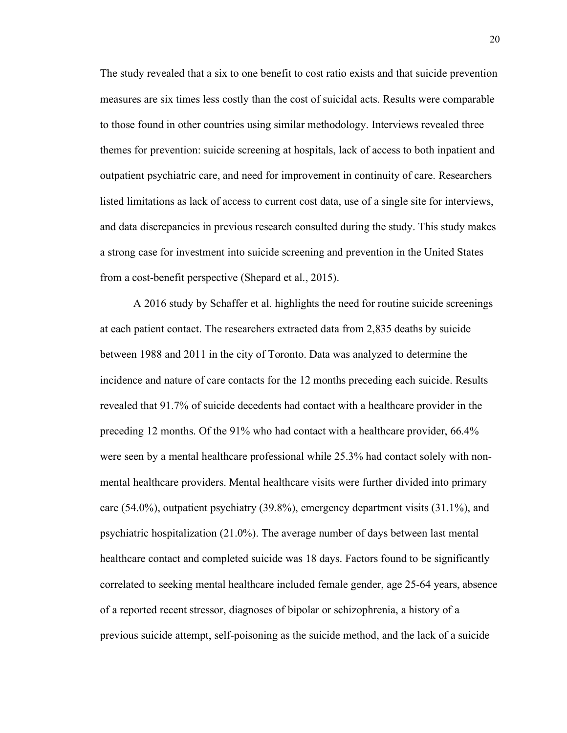The study revealed that a six to one benefit to cost ratio exists and that suicide prevention measures are six times less costly than the cost of suicidal acts. Results were comparable to those found in other countries using similar methodology. Interviews revealed three themes for prevention: suicide screening at hospitals, lack of access to both inpatient and outpatient psychiatric care, and need for improvement in continuity of care. Researchers listed limitations as lack of access to current cost data, use of a single site for interviews, and data discrepancies in previous research consulted during the study. This study makes a strong case for investment into suicide screening and prevention in the United States from a cost-benefit perspective (Shepard et al., 2015).

A 2016 study by Schaffer et al. highlights the need for routine suicide screenings at each patient contact. The researchers extracted data from 2,835 deaths by suicide between 1988 and 2011 in the city of Toronto. Data was analyzed to determine the incidence and nature of care contacts for the 12 months preceding each suicide. Results revealed that 91.7% of suicide decedents had contact with a healthcare provider in the preceding 12 months. Of the 91% who had contact with a healthcare provider, 66.4% were seen by a mental healthcare professional while 25.3% had contact solely with non-mental healthcare providers. Mental healthcare visits were further divided into primary care (54.0%), outpatient psychiatry (39.8%), emergency department visits (31.1%), and psychiatric hospitalization (21.0%). The average number of days between last mental healthcare contact and completed suicide was 18 days. Factors found to be significantly correlated to seeking mental healthcare included female gender, age 25-64 years, absence of a reported recent stressor, diagnoses of bipolar or schizophrenia, a history of a previous suicide attempt, self-poisoning as the suicide method, and the lack of a suicide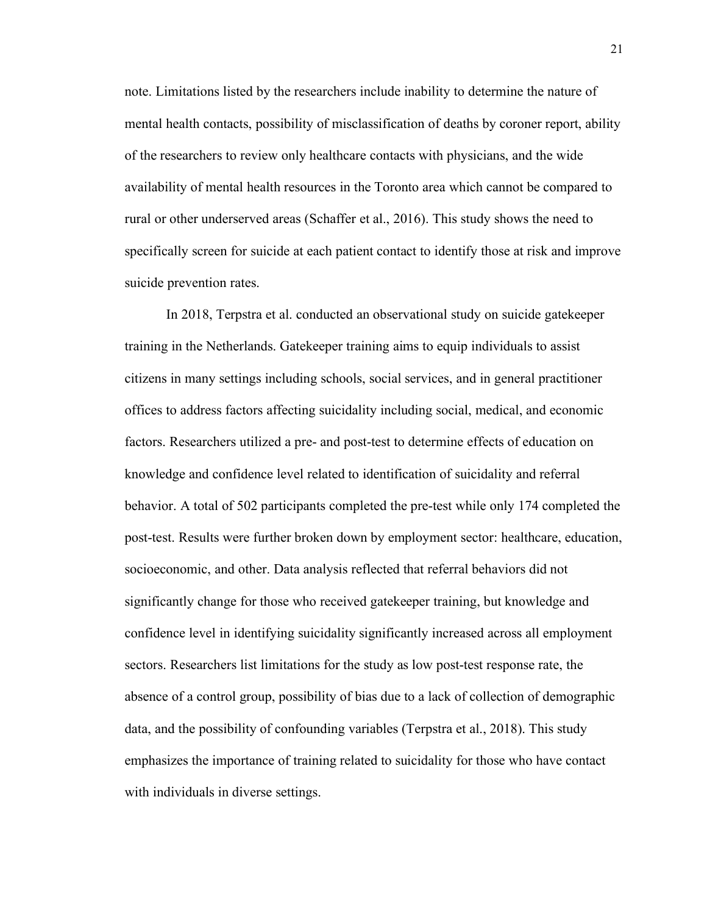note. Limitations listed by the researchers include inability to determine the nature of mental health contacts, possibility of misclassification of deaths by coroner report, ability of the researchers to review only healthcare contacts with physicians, and the wide availability of mental health resources in the Toronto area which cannot be compared to rural or other underserved areas (Schaffer et al., 2016). This study shows the need to specifically screen for suicide at each patient contact to identify those at risk and improve suicide prevention rates.

In 2018, Terpstra et al. conducted an observational study on suicide gatekeeper training in the Netherlands. Gatekeeper training aims to equip individuals to assist citizens in many settings including schools, social services, and in general practitioner offices to address factors affecting suicidality including social, medical, and economic factors. Researchers utilized a pre- and post-test to determine effects of education on knowledge and confidence level related to identification of suicidality and referral behavior. A total of 502 participants completed the pre-test while only 174 completed the post-test. Results were further broken down by employment sector: healthcare, education, socioeconomic, and other. Data analysis reflected that referral behaviors did not significantly change for those who received gatekeeper training, but knowledge and confidence level in identifying suicidality significantly increased across all employment sectors. Researchers list limitations for the study as low post-test response rate, the absence of a control group, possibility of bias due to a lack of collection of demographic data, and the possibility of confounding variables (Terpstra et al., 2018). This study emphasizes the importance of training related to suicidality for those who have contact with individuals in diverse settings.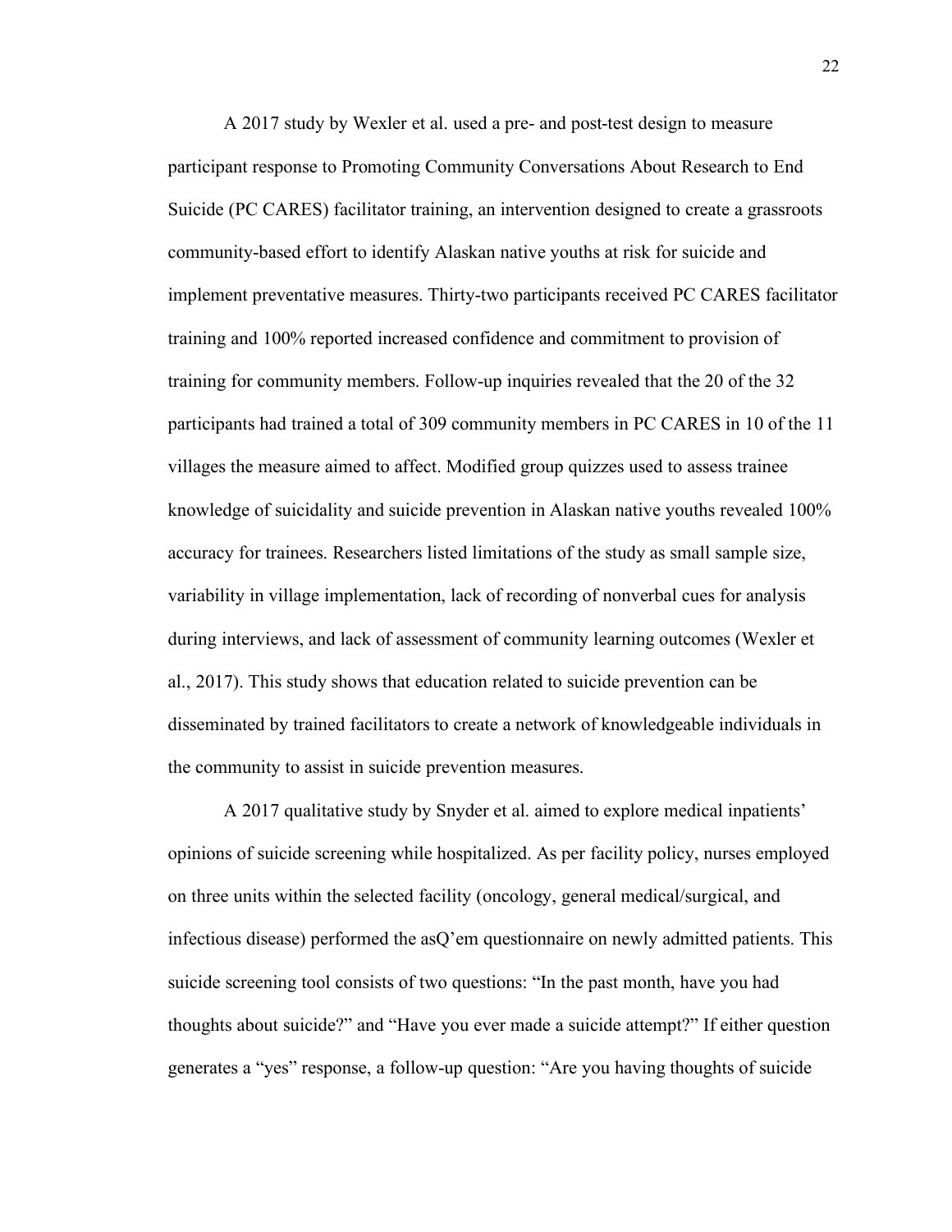A 2017 study by Wexler et al. used a pre- and post-test design to measure participant response to Promoting Community Conversations About Research to End Suicide (PC CARES) facilitator training, an intervention designed to create a grassroots community-based effort to identify Alaskan native youths at risk for suicide and implement preventative measures. Thirty-two participants received PC CARES facilitator training and 100% reported increased confidence and commitment to provision of training for community members. Follow-up inquiries revealed that the 20 of the 32 participants had trained a total of 309 community members in PC CARES in 10 of the 11 villages the measure aimed to affect. Modified group quizzes used to assess trainee knowledge of suicidality and suicide prevention in Alaskan native youths revealed 100% accuracy for trainees. Researchers listed limitations of the study as small sample size, variability in village implementation, lack of recording of nonverbal cues for analysis during interviews, and lack of assessment of community learning outcomes (Wexler et al., 2017). This study shows that education related to suicide prevention can be disseminated by trained facilitators to create a network of knowledgeable individuals in the community to assist in suicide prevention measures.

A 2017 qualitative study by Snyder et al. aimed to explore medical inpatients' opinions of suicide screening while hospitalized. As per facility policy, nurses employed on three units within the selected facility (oncology, general medical/surgical, and infectious disease) performed the asQ'em questionnaire on newly admitted patients. This suicide screening tool consists of two questions: "In the past month, have you had thoughts about suicide?" and "Have you ever made a suicide attempt?" If either question generates a "yes" response, a follow-up question: "Are you having thoughts of suicide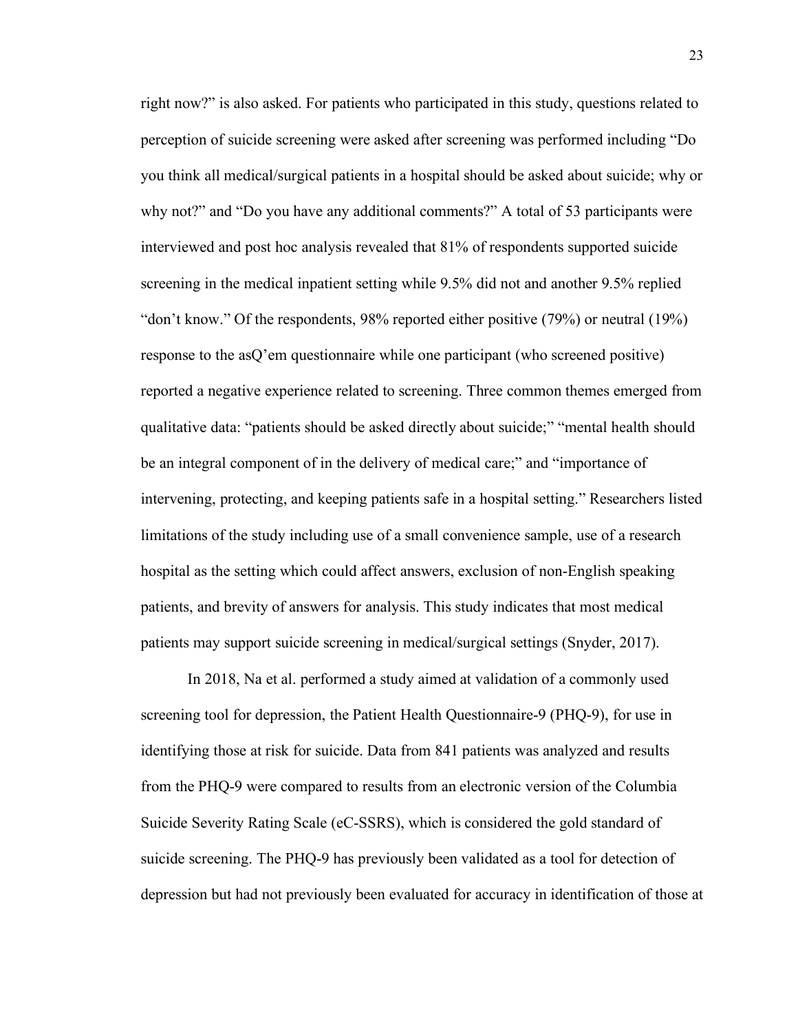right now?" is also asked. For patients who participated in this study, questions related to perception of suicide screening were asked after screening was performed including "Do you think all medical/surgical patients in a hospital should be asked about suicide; why or why not?" and "Do you have any additional comments?" A total of 53 participants were interviewed and post hoc analysis revealed that 81% of respondents supported suicide screening in the medical inpatient setting while 9.5% did not and another 9.5% replied "don't know." Of the respondents, 98% reported either positive (79%) or neutral (19%) response to the asQ'em questionnaire while one participant (who screened positive) reported a negative experience related to screening. Three common themes emerged from qualitative data: "patients should be asked directly about suicide;" "mental health should be an integral component of in the delivery of medical care;" and "importance of intervening, protecting, and keeping patients safe in a hospital setting." Researchers listed limitations of the study including use of a small convenience sample, use of a research hospital as the setting which could affect answers, exclusion of non-English speaking patients, and brevity of answers for analysis. This study indicates that most medical patients may support suicide screening in medical/surgical settings (Snyder, 2017).

In 2018, Na et al. performed a study aimed at validation of a commonly used screening tool for depression, the Patient Health Questionnaire-9 (PHQ-9), for use in identifying those at risk for suicide. Data from 841 patients was analyzed and results from the PHQ-9 were compared to results from an electronic version of the Columbia Suicide Severity Rating Scale (eC-SSRS), which is considered the gold standard of suicide screening. The PHQ-9 has previously been validated as a tool for detection of depression but had not previously been evaluated for accuracy in identification of those at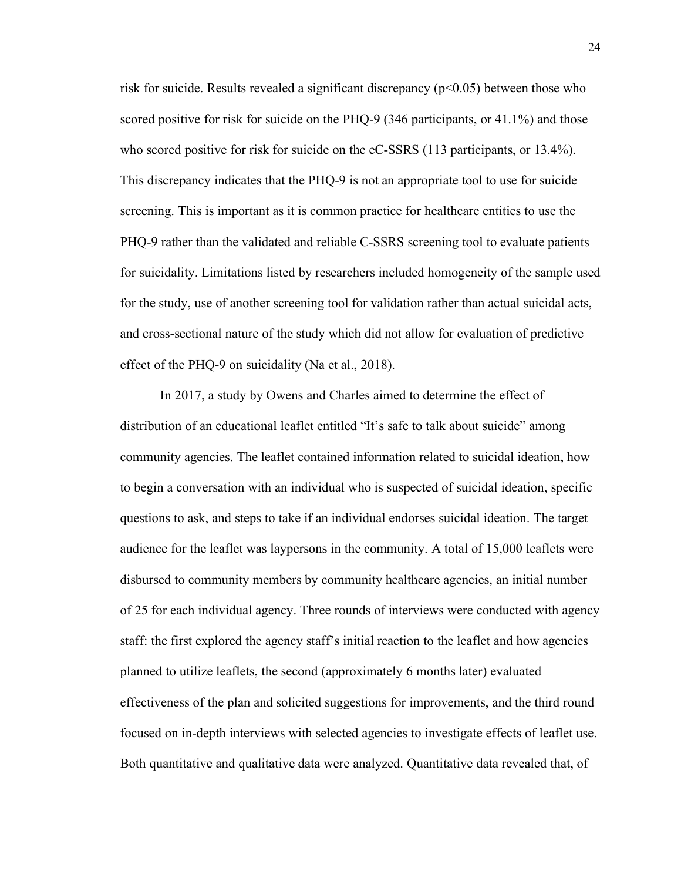risk for suicide. Results revealed a significant discrepancy ($p<0.05$) between those who scored positive for risk for suicide on the PHQ-9 (346 participants, or 41.1%) and those who scored positive for risk for suicide on the eC-SSRS (113 participants, or 13.4%). This discrepancy indicates that the PHQ-9 is not an appropriate tool to use for suicide screening. This is important as it is common practice for healthcare entities to use the PHQ-9 rather than the validated and reliable C-SSRS screening tool to evaluate patients for suicidality. Limitations listed by researchers included homogeneity of the sample used for the study, use of another screening tool for validation rather than actual suicidal acts, and cross-sectional nature of the study which did not allow for evaluation of predictive effect of the PHQ-9 on suicidality (Na et al., 2018).

In 2017, a study by Owens and Charles aimed to determine the effect of distribution of an educational leaflet entitled "It's safe to talk about suicide" among community agencies. The leaflet contained information related to suicidal ideation, how to begin a conversation with an individual who is suspected of suicidal ideation, specific questions to ask, and steps to take if an individual endorses suicidal ideation. The target audience for the leaflet was laypersons in the community. A total of 15,000 leaflets were disbursed to community members by community healthcare agencies, an initial number of 25 for each individual agency. Three rounds of interviews were conducted with agency staff: the first explored the agency staff's initial reaction to the leaflet and how agencies planned to utilize leaflets, the second (approximately 6 months later) evaluated effectiveness of the plan and solicited suggestions for improvements, and the third round focused on in-depth interviews with selected agencies to investigate effects of leaflet use. Both quantitative and qualitative data were analyzed. Quantitative data revealed that, of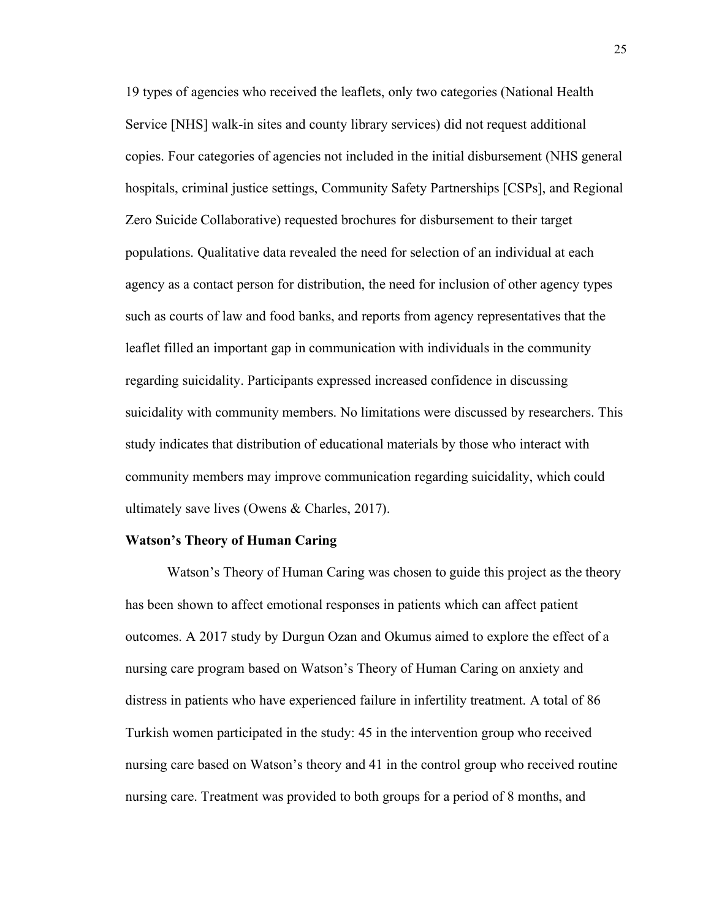19 types of agencies who received the leaflets, only two categories (National Health Service [NHS] walk-in sites and county library services) did not request additional copies. Four categories of agencies not included in the initial disbursement (NHS general hospitals, criminal justice settings, Community Safety Partnerships [CSPs], and Regional Zero Suicide Collaborative) requested brochures for disbursement to their target populations. Qualitative data revealed the need for selection of an individual at each agency as a contact person for distribution, the need for inclusion of other agency types such as courts of law and food banks, and reports from agency representatives that the leaflet filled an important gap in communication with individuals in the community regarding suicidality. Participants expressed increased confidence in discussing suicidality with community members. No limitations were discussed by researchers. This study indicates that distribution of educational materials by those who interact with community members may improve communication regarding suicidality, which could ultimately save lives (Owens & Charles, 2017).

**Watson's Theory of Human Caring**

Watson's Theory of Human Caring was chosen to guide this project as the theory has been shown to affect emotional responses in patients which can affect patient outcomes. A 2017 study by Durgun Ozan and Okumus aimed to explore the effect of a nursing care program based on Watson's Theory of Human Caring on anxiety and distress in patients who have experienced failure in infertility treatment. A total of 86 Turkish women participated in the study: 45 in the intervention group who received nursing care based on Watson's theory and 41 in the control group who received routine nursing care. Treatment was provided to both groups for a period of 8 months, and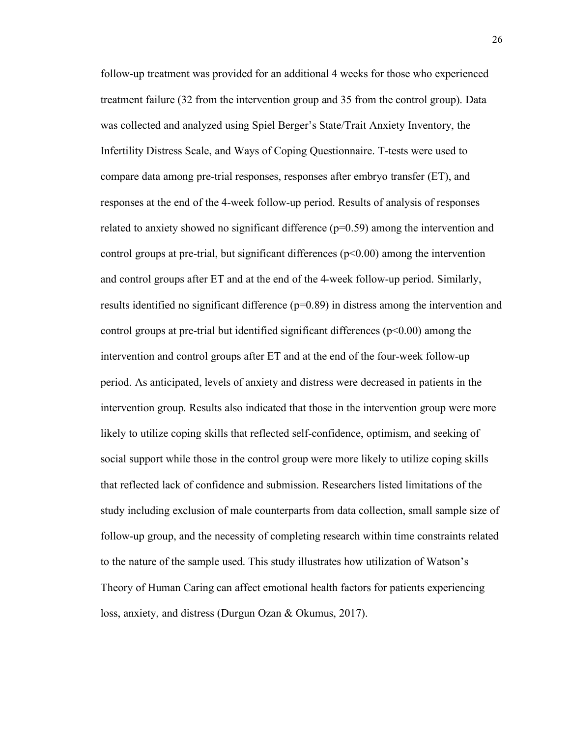follow-up treatment was provided for an additional 4 weeks for those who experienced treatment failure (32 from the intervention group and 35 from the control group). Data was collected and analyzed using Spiel Berger's State/Trait Anxiety Inventory, the Infertility Distress Scale, and Ways of Coping Questionnaire. T-tests were used to compare data among pre-trial responses, responses after embryo transfer (ET), and responses at the end of the 4-week follow-up period. Results of analysis of responses related to anxiety showed no significant difference ($p=0.59$) among the intervention and control groups at pre-trial, but significant differences ($p<0.00$) among the intervention and control groups after ET and at the end of the 4-week follow-up period. Similarly, results identified no significant difference ($p=0.89$) in distress among the intervention and control groups at pre-trial but identified significant differences ($p<0.00$) among the intervention and control groups after ET and at the end of the four-week follow-up period. As anticipated, levels of anxiety and distress were decreased in patients in the intervention group. Results also indicated that those in the intervention group were more likely to utilize coping skills that reflected self-confidence, optimism, and seeking of social support while those in the control group were more likely to utilize coping skills that reflected lack of confidence and submission. Researchers listed limitations of the study including exclusion of male counterparts from data collection, small sample size of follow-up group, and the necessity of completing research within time constraints related to the nature of the sample used. This study illustrates how utilization of Watson's Theory of Human Caring can affect emotional health factors for patients experiencing loss, anxiety, and distress (Durgun Ozan & Okumus, 2017).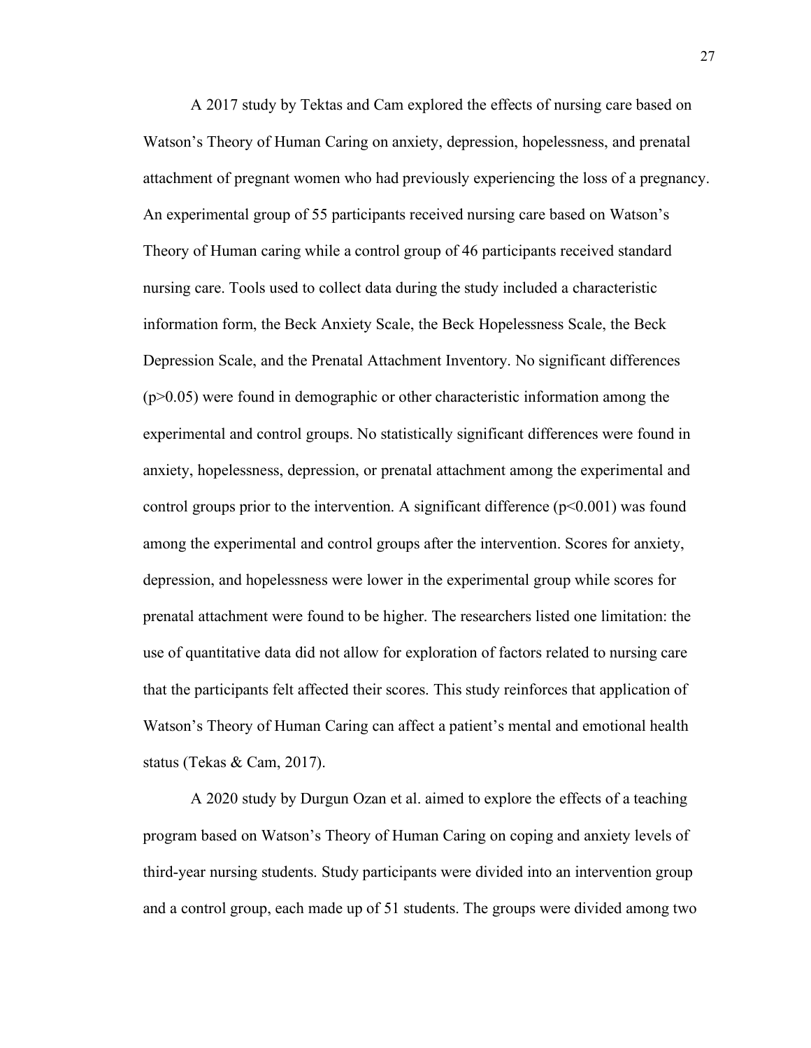A 2017 study by Tektas and Cam explored the effects of nursing care based on Watson's Theory of Human Caring on anxiety, depression, hopelessness, and prenatal attachment of pregnant women who had previously experiencing the loss of a pregnancy. An experimental group of 55 participants received nursing care based on Watson's Theory of Human caring while a control group of 46 participants received standard nursing care. Tools used to collect data during the study included a characteristic information form, the Beck Anxiety Scale, the Beck Hopelessness Scale, the Beck Depression Scale, and the Prenatal Attachment Inventory. No significant differences ($p>0.05$) were found in demographic or other characteristic information among the experimental and control groups. No statistically significant differences were found in anxiety, hopelessness, depression, or prenatal attachment among the experimental and control groups prior to the intervention. A significant difference ($p<0.001$) was found among the experimental and control groups after the intervention. Scores for anxiety, depression, and hopelessness were lower in the experimental group while scores for prenatal attachment were found to be higher. The researchers listed one limitation: the use of quantitative data did not allow for exploration of factors related to nursing care that the participants felt affected their scores. This study reinforces that application of Watson's Theory of Human Caring can affect a patient's mental and emotional health status (Tekas & Cam, 2017).

A 2020 study by Durgun Ozan et al. aimed to explore the effects of a teaching program based on Watson's Theory of Human Caring on coping and anxiety levels of third-year nursing students. Study participants were divided into an intervention group and a control group, each made up of 51 students. The groups were divided among two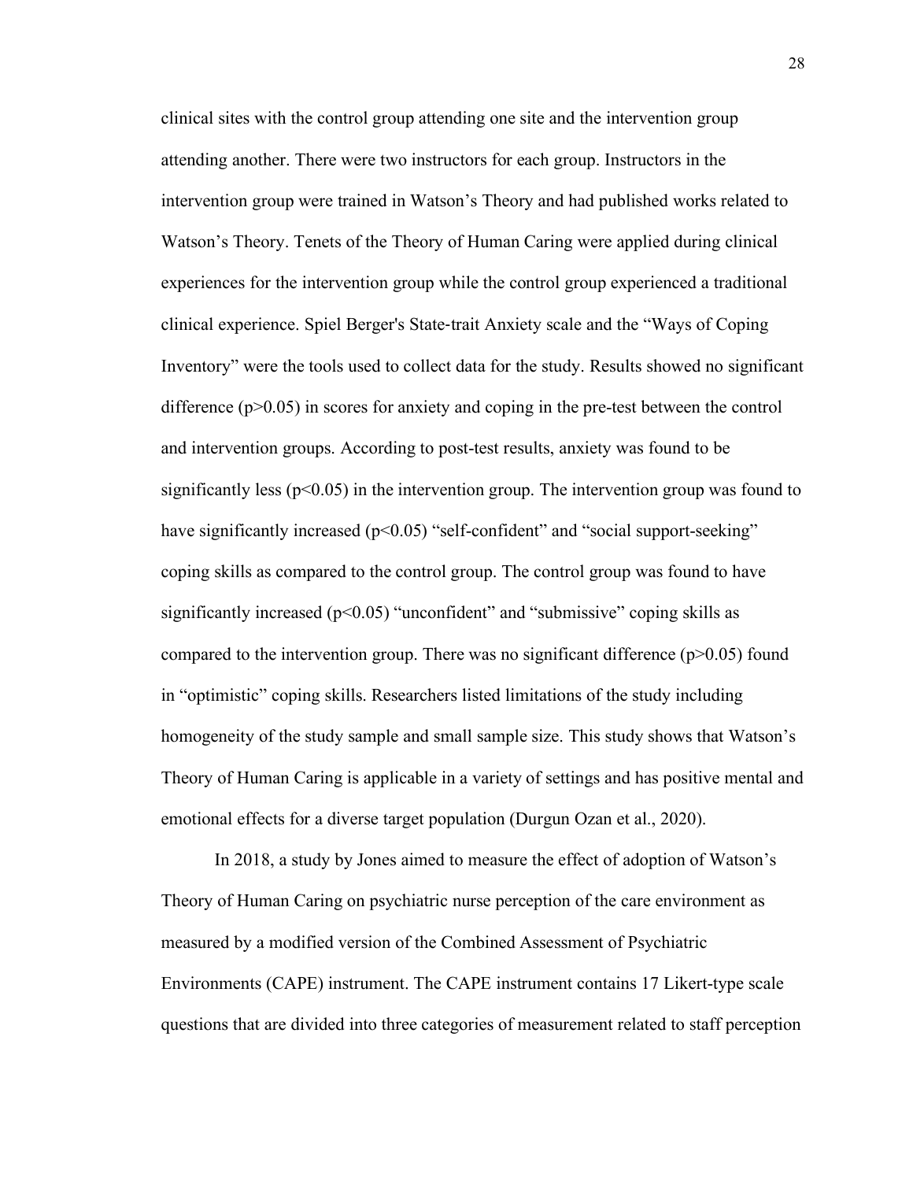clinical sites with the control group attending one site and the intervention group attending another. There were two instructors for each group. Instructors in the intervention group were trained in Watson's Theory and had published works related to Watson's Theory. Tenets of the Theory of Human Caring were applied during clinical experiences for the intervention group while the control group experienced a traditional clinical experience. Spiel Berger's State-trait Anxiety scale and the "Ways of Coping Inventory" were the tools used to collect data for the study. Results showed no significant difference ($p>0.05$) in scores for anxiety and coping in the pre-test between the control and intervention groups. According to post-test results, anxiety was found to be significantly less ($p<0.05$) in the intervention group. The intervention group was found to have significantly increased ($p<0.05$) "self-confident" and "social support-seeking" coping skills as compared to the control group. The control group was found to have significantly increased ($p<0.05$) "unconfident" and "submissive" coping skills as compared to the intervention group. There was no significant difference ($p>0.05$) found in "optimistic" coping skills. Researchers listed limitations of the study including homogeneity of the study sample and small sample size. This study shows that Watson's Theory of Human Caring is applicable in a variety of settings and has positive mental and emotional effects for a diverse target population (Durgun Ozan et al., 2020).

In 2018, a study by Jones aimed to measure the effect of adoption of Watson's Theory of Human Caring on psychiatric nurse perception of the care environment as measured by a modified version of the Combined Assessment of Psychiatric Environments (CAPE) instrument. The CAPE instrument contains 17 Likert-type scale questions that are divided into three categories of measurement related to staff perception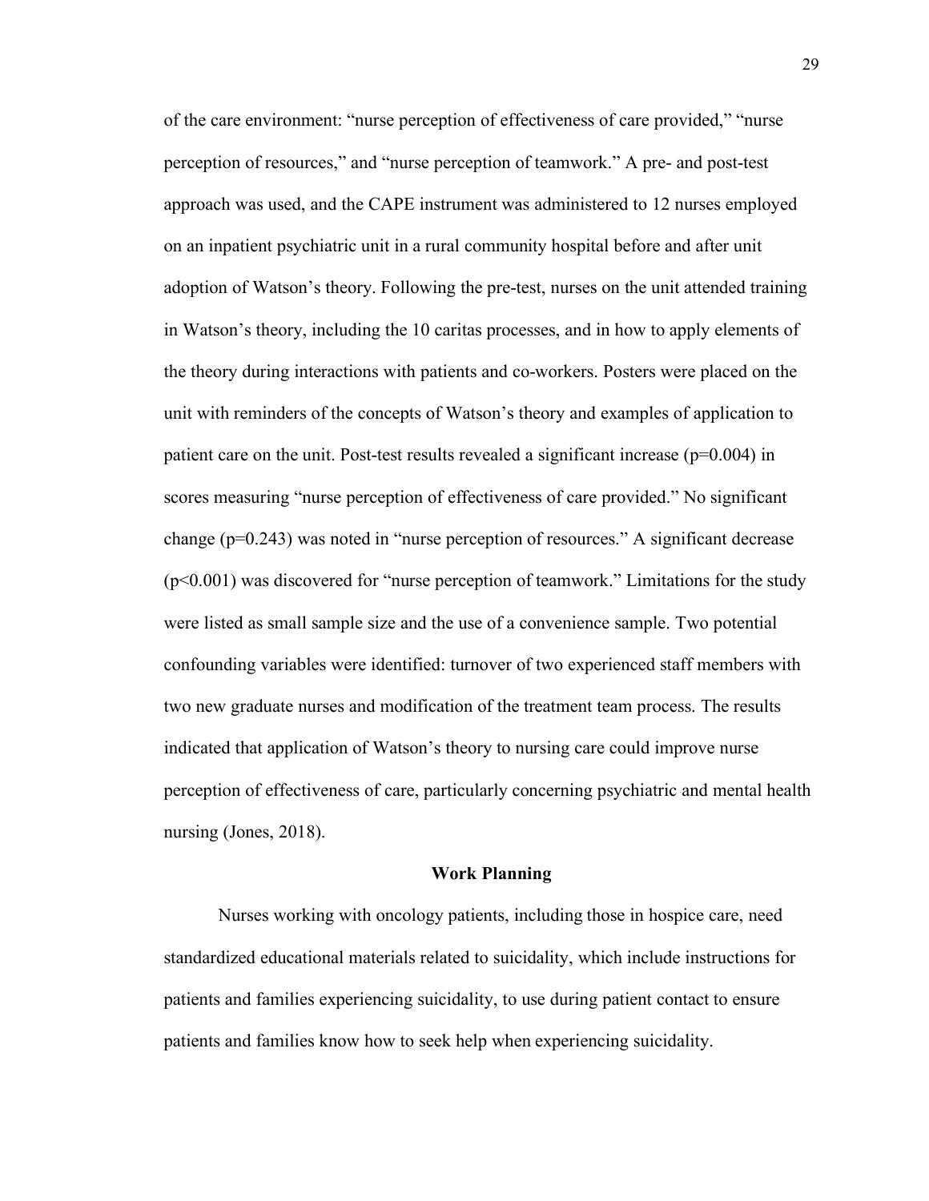of the care environment: "nurse perception of effectiveness of care provided," "nurse perception of resources," and "nurse perception of teamwork." A pre- and post-test approach was used, and the CAPE instrument was administered to 12 nurses employed on an inpatient psychiatric unit in a rural community hospital before and after unit adoption of Watson's theory. Following the pre-test, nurses on the unit attended training in Watson's theory, including the 10 caritas processes, and in how to apply elements of the theory during interactions with patients and co-workers. Posters were placed on the unit with reminders of the concepts of Watson's theory and examples of application to patient care on the unit. Post-test results revealed a significant increase ($p=0.004$) in scores measuring "nurse perception of effectiveness of care provided." No significant change ($p=0.243$) was noted in "nurse perception of resources." A significant decrease ($p<0.001$) was discovered for "nurse perception of teamwork." Limitations for the study were listed as small sample size and the use of a convenience sample. Two potential confounding variables were identified: turnover of two experienced staff members with two new graduate nurses and modification of the treatment team process. The results indicated that application of Watson's theory to nursing care could improve nurse perception of effectiveness of care, particularly concerning psychiatric and mental health nursing (Jones, 2018).

## Work Planning

Nurses working with oncology patients, including those in hospice care, need standardized educational materials related to suicidality, which include instructions for patients and families experiencing suicidality, to use during patient contact to ensure patients and families know how to seek help when experiencing suicidality.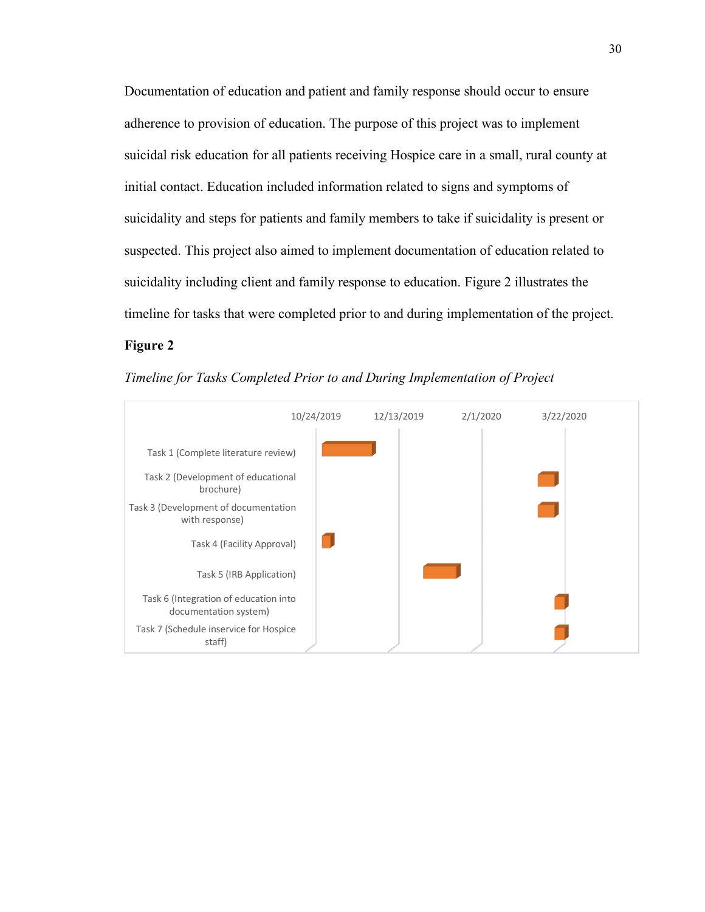Documentation of education and patient and family response should occur to ensure adherence to provision of education. The purpose of this project was to implement suicidal risk education for all patients receiving Hospice care in a small, rural county at initial contact. Education included information related to signs and symptoms of suicidality and steps for patients and family members to take if suicidality is present or suspected. This project also aimed to implement documentation of education related to suicidality including client and family response to education. Figure 2 illustrates the timeline for tasks that were completed prior to and during implementation of the project.

**Figure 2**

*Timeline for Tasks Completed Prior to and During Implementation of Project*

10/24/2019 12/13/2019 2/1/2020 3/22/2020

Task 1 (Complete literature review)

Task 2 (Development of educational brochure)

Task 3 (Development of documentation with response)

Task 4 (Facility Approval)

Task 5 (IRB Application)

Task 6 (Integration of education into documentation system)

Task 7 (Schedule inservice for Hospice staff)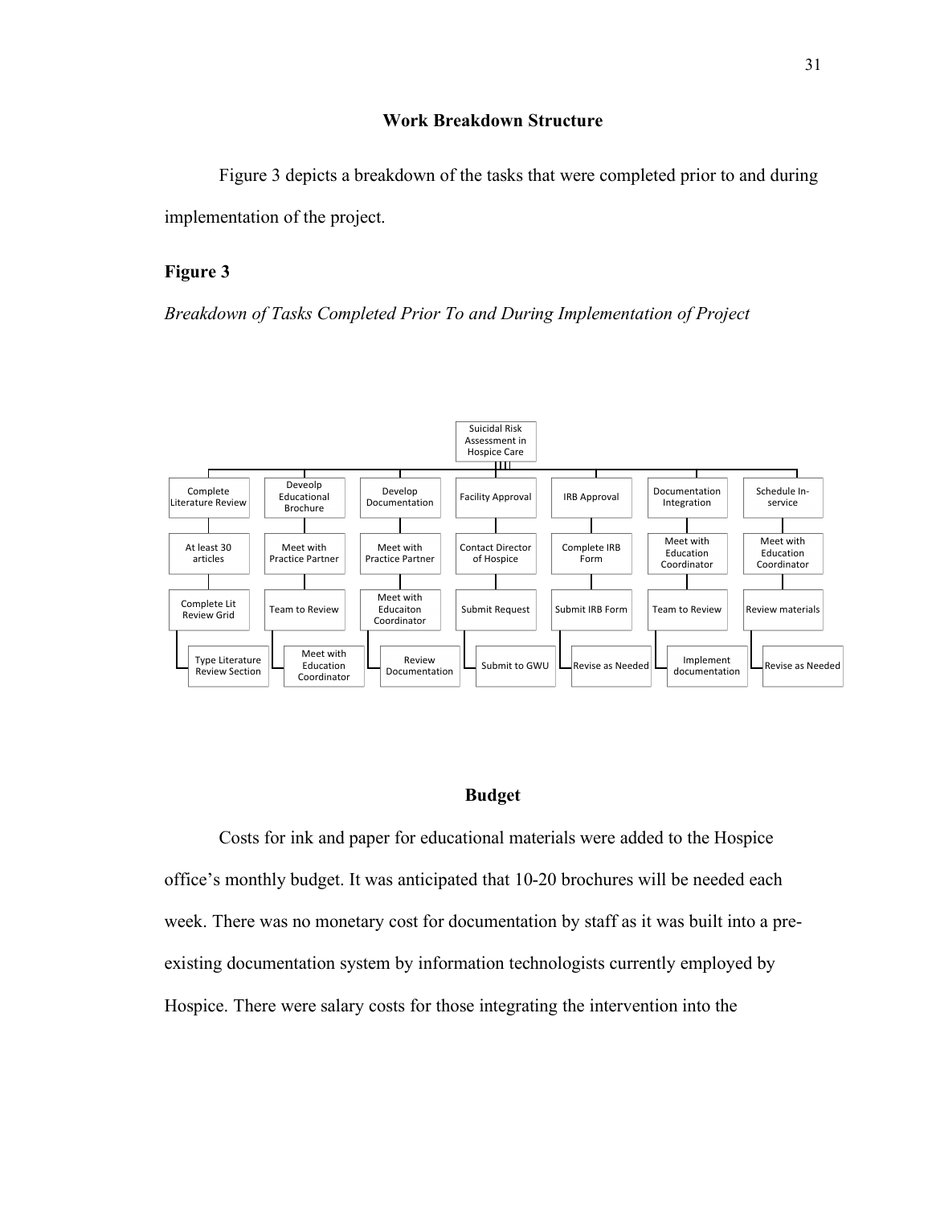## Work Breakdown Structure

Figure 3 depicts a breakdown of the tasks that were completed prior to and during implementation of the project.

**Figure 3**

*Breakdown of Tasks Completed Prior To and During Implementation of Project*

- Suicidal Risk Assessment in Hospice Care
  - Complete Literature Review
    - At least 30 articles
    - Complete Lit Review Grid
    - Type Literature Review Section
  - Deveolp Educational Brochure
    - Meet with Practice Partner
    - Team to Review
    - Meet with Education Coordinator
  - Develop Documentation
    - Meet with Practice Partner
    - Meet with Educaiton Coordinator
    - Review Documentation
  - Facility Approval
    - Contact Director of Hospice
    - Submit Request
    - Submit to GWU
  - IRB Approval
    - Complete IRB Form
    - Submit IRB Form
    - Revise as Needed
  - Documentation Integration
    - Meet with Education Coordinator
    - Team to Review
    - Implement documentation
  - Schedule In-service
    - Meet with Education Coordinator
    - Review materials
    - Revise as Needed

## Budget

Costs for ink and paper for educational materials were added to the Hospice office's monthly budget. It was anticipated that 10-20 brochures will be needed each week. There was no monetary cost for documentation by staff as it was built into a pre-existing documentation system by information technologists currently employed by Hospice. There were salary costs for those integrating the intervention into the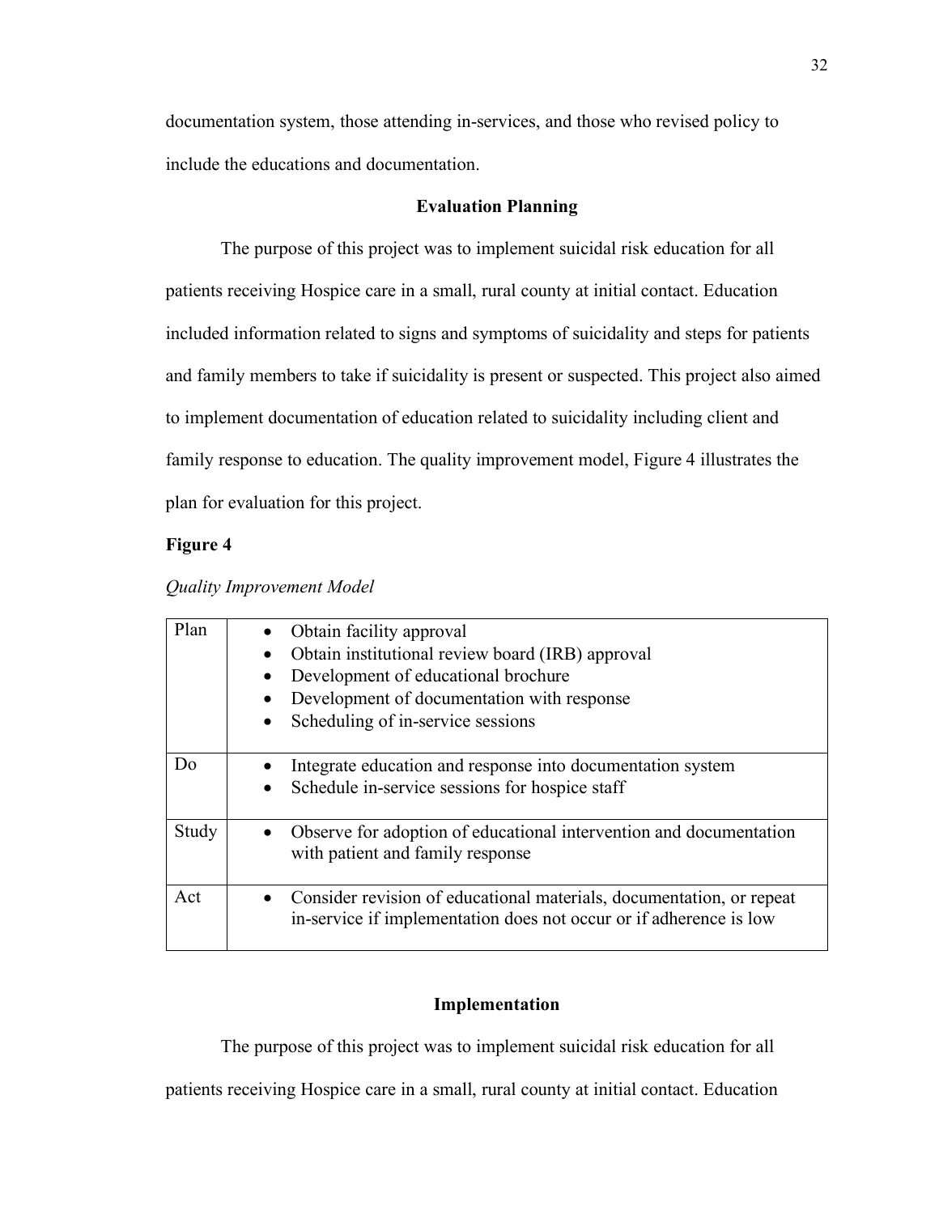documentation system, those attending in-services, and those who revised policy to include the educations and documentation.

## Evaluation Planning

The purpose of this project was to implement suicidal risk education for all patients receiving Hospice care in a small, rural county at initial contact. Education included information related to signs and symptoms of suicidality and steps for patients and family members to take if suicidality is present or suspected. This project also aimed to implement documentation of education related to suicidality including client and family response to education. The quality improvement model, Figure 4 illustrates the plan for evaluation for this project.

**Figure 4**

*Quality Improvement Model*

| | |
|---|---|
| Plan | • Obtain facility approval<br>• Obtain institutional review board (IRB) approval<br>• Development of educational brochure<br>• Development of documentation with response<br>• Scheduling of in-service sessions |
| Do | • Integrate education and response into documentation system<br>• Schedule in-service sessions for hospice staff |
| Study | • Observe for adoption of educational intervention and documentation with patient and family response |
| Act | • Consider revision of educational materials, documentation, or repeat in-service if implementation does not occur or if adherence is low |

## Implementation

The purpose of this project was to implement suicidal risk education for all patients receiving Hospice care in a small, rural county at initial contact. Education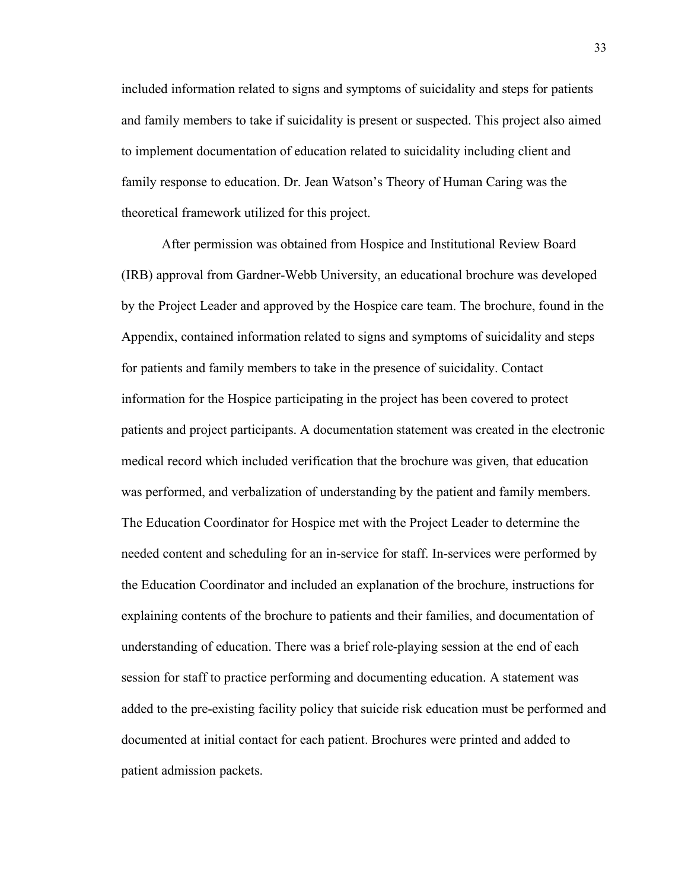included information related to signs and symptoms of suicidality and steps for patients and family members to take if suicidality is present or suspected. This project also aimed to implement documentation of education related to suicidality including client and family response to education. Dr. Jean Watson's Theory of Human Caring was the theoretical framework utilized for this project.

After permission was obtained from Hospice and Institutional Review Board (IRB) approval from Gardner-Webb University, an educational brochure was developed by the Project Leader and approved by the Hospice care team. The brochure, found in the Appendix, contained information related to signs and symptoms of suicidality and steps for patients and family members to take in the presence of suicidality. Contact information for the Hospice participating in the project has been covered to protect patients and project participants. A documentation statement was created in the electronic medical record which included verification that the brochure was given, that education was performed, and verbalization of understanding by the patient and family members. The Education Coordinator for Hospice met with the Project Leader to determine the needed content and scheduling for an in-service for staff. In-services were performed by the Education Coordinator and included an explanation of the brochure, instructions for explaining contents of the brochure to patients and their families, and documentation of understanding of education. There was a brief role-playing session at the end of each session for staff to practice performing and documenting education. A statement was added to the pre-existing facility policy that suicide risk education must be performed and documented at initial contact for each patient. Brochures were printed and added to patient admission packets.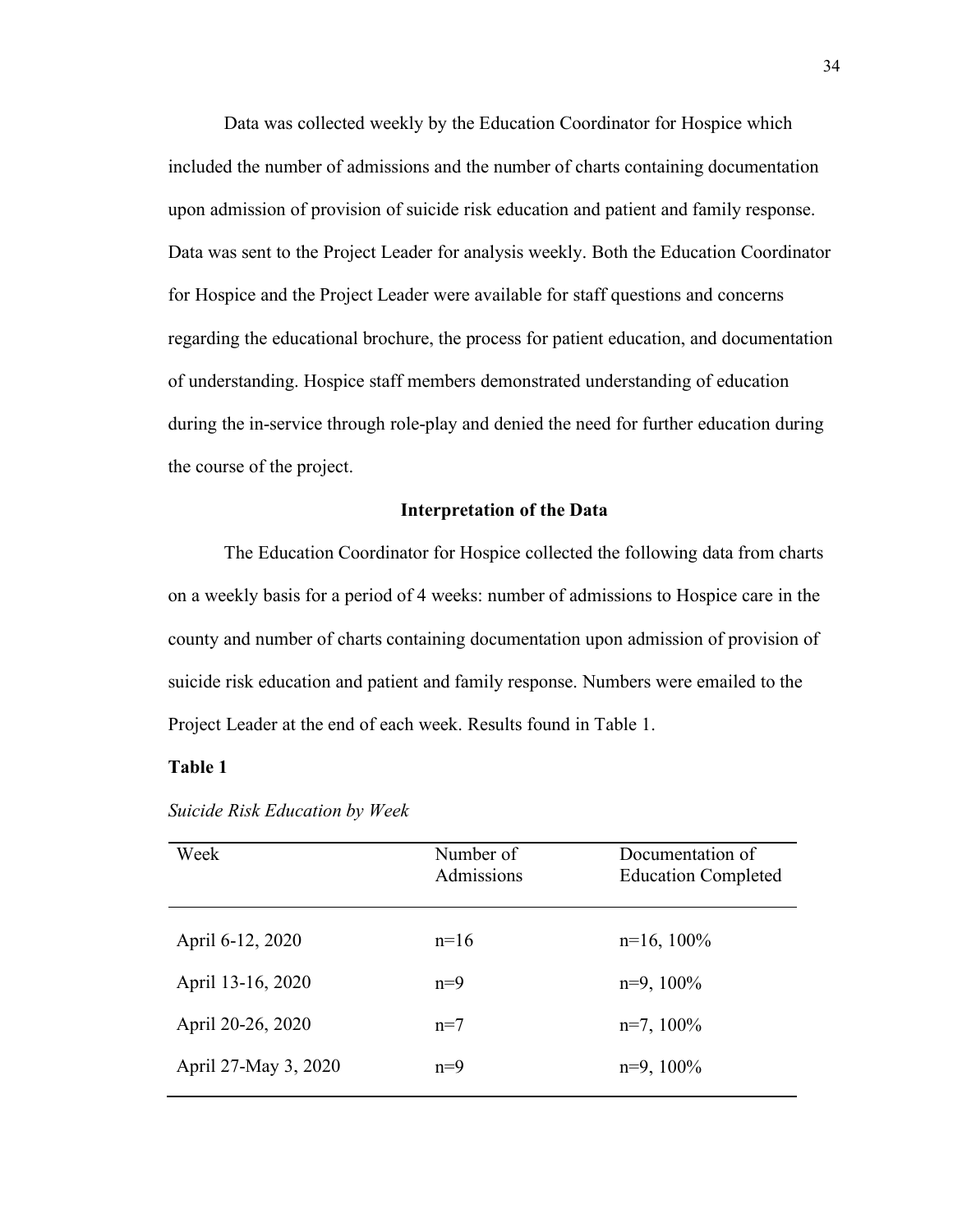Data was collected weekly by the Education Coordinator for Hospice which included the number of admissions and the number of charts containing documentation upon admission of provision of suicide risk education and patient and family response. Data was sent to the Project Leader for analysis weekly. Both the Education Coordinator for Hospice and the Project Leader were available for staff questions and concerns regarding the educational brochure, the process for patient education, and documentation of understanding. Hospice staff members demonstrated understanding of education during the in-service through role-play and denied the need for further education during the course of the project.

## Interpretation of the Data

The Education Coordinator for Hospice collected the following data from charts on a weekly basis for a period of 4 weeks: number of admissions to Hospice care in the county and number of charts containing documentation upon admission of provision of suicide risk education and patient and family response. Numbers were emailed to the Project Leader at the end of each week. Results found in Table 1.

**Table 1**

*Suicide Risk Education by Week*

| Week | Number of Admissions | Documentation of Education Completed |
|---|---|---|
| April 6-12, 2020 | n=16 | n=16, 100% |
| April 13-16, 2020 | n=9 | n=9, 100% |
| April 20-26, 2020 | n=7 | n=7, 100% |
| April 27-May 3, 2020 | n=9 | n=9, 100% |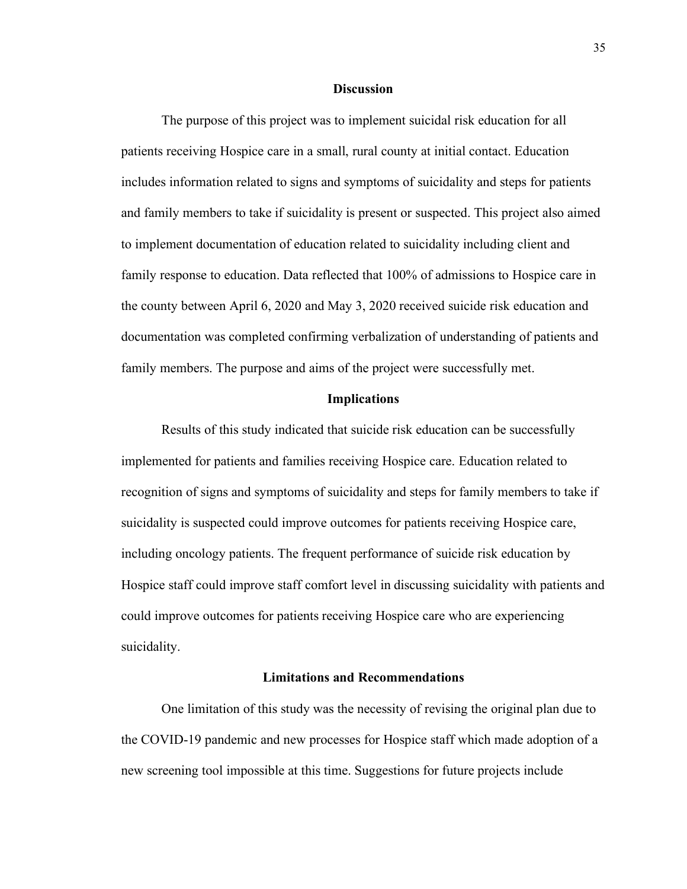## Discussion

The purpose of this project was to implement suicidal risk education for all patients receiving Hospice care in a small, rural county at initial contact. Education includes information related to signs and symptoms of suicidality and steps for patients and family members to take if suicidality is present or suspected. This project also aimed to implement documentation of education related to suicidality including client and family response to education. Data reflected that 100% of admissions to Hospice care in the county between April 6, 2020 and May 3, 2020 received suicide risk education and documentation was completed confirming verbalization of understanding of patients and family members. The purpose and aims of the project were successfully met.

## Implications

Results of this study indicated that suicide risk education can be successfully implemented for patients and families receiving Hospice care. Education related to recognition of signs and symptoms of suicidality and steps for family members to take if suicidality is suspected could improve outcomes for patients receiving Hospice care, including oncology patients. The frequent performance of suicide risk education by Hospice staff could improve staff comfort level in discussing suicidality with patients and could improve outcomes for patients receiving Hospice care who are experiencing suicidality.

## Limitations and Recommendations

One limitation of this study was the necessity of revising the original plan due to the COVID-19 pandemic and new processes for Hospice staff which made adoption of a new screening tool impossible at this time. Suggestions for future projects include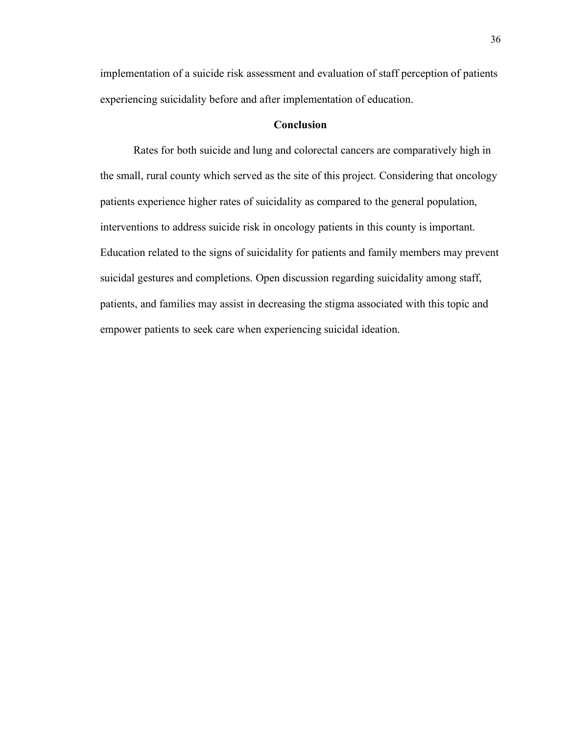implementation of a suicide risk assessment and evaluation of staff perception of patients experiencing suicidality before and after implementation of education.

## Conclusion

Rates for both suicide and lung and colorectal cancers are comparatively high in the small, rural county which served as the site of this project. Considering that oncology patients experience higher rates of suicidality as compared to the general population, interventions to address suicide risk in oncology patients in this county is important. Education related to the signs of suicidality for patients and family members may prevent suicidal gestures and completions. Open discussion regarding suicidality among staff, patients, and families may assist in decreasing the stigma associated with this topic and empower patients to seek care when experiencing suicidal ideation.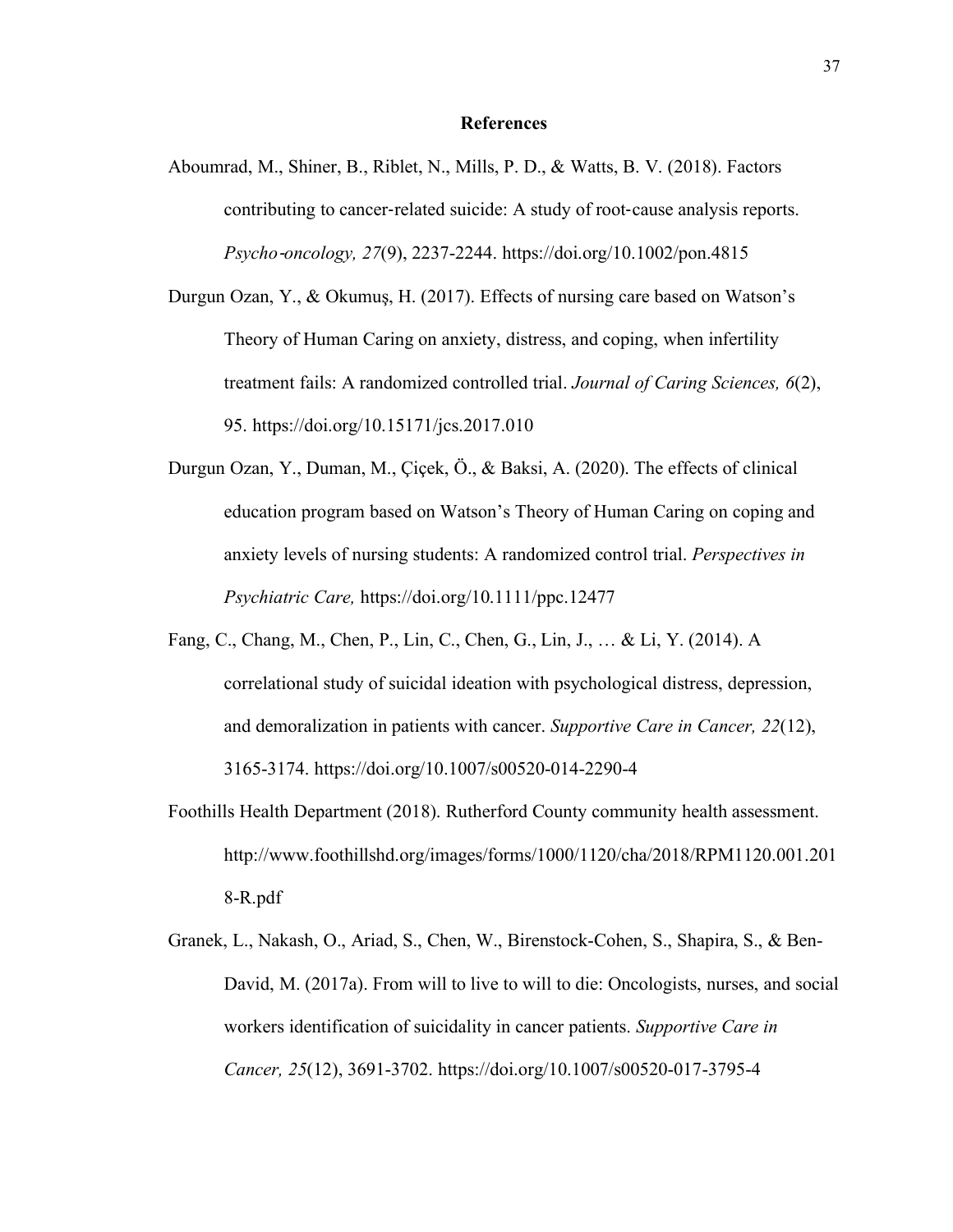## References

Aboumrad, M., Shiner, B., Riblet, N., Mills, P. D., & Watts, B. V. (2018). Factors contributing to cancer-related suicide: A study of root‐cause analysis reports. *Psycho‐oncology, 27*(9), 2237-2244. https://doi.org/10.1002/pon.4815

Durgun Ozan, Y., & Okumuş, H. (2017). Effects of nursing care based on Watson's Theory of Human Caring on anxiety, distress, and coping, when infertility treatment fails: A randomized controlled trial. *Journal of Caring Sciences, 6*(2), 95. https://doi.org/10.15171/jcs.2017.010

Durgun Ozan, Y., Duman, M., Çiçek, Ö., & Baksi, A. (2020). The effects of clinical education program based on Watson's Theory of Human Caring on coping and anxiety levels of nursing students: A randomized control trial. *Perspectives in Psychiatric Care,* https://doi.org/10.1111/ppc.12477

Fang, C., Chang, M., Chen, P., Lin, C., Chen, G., Lin, J., … & Li, Y. (2014). A correlational study of suicidal ideation with psychological distress, depression, and demoralization in patients with cancer. *Supportive Care in Cancer, 22*(12), 3165-3174. https://doi.org/10.1007/s00520-014-2290-4

Foothills Health Department (2018). Rutherford County community health assessment. http://www.foothillshd.org/images/forms/1000/1120/cha/2018/RPM1120.001.2018-R.pdf

Granek, L., Nakash, O., Ariad, S., Chen, W., Birenstock-Cohen, S., Shapira, S., & Ben-David, M. (2017a). From will to live to will to die: Oncologists, nurses, and social workers identification of suicidality in cancer patients. *Supportive Care in Cancer, 25*(12), 3691-3702. https://doi.org/10.1007/s00520-017-3795-4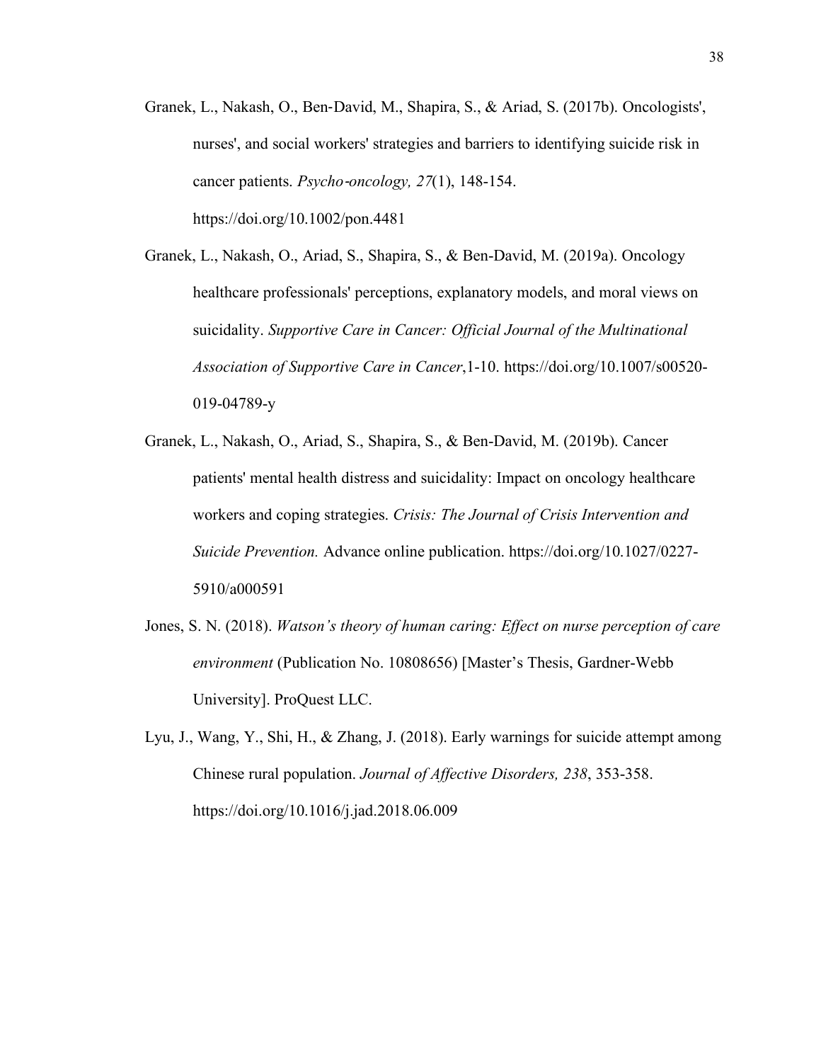Granek, L., Nakash, O., Ben-David, M., Shapira, S., & Ariad, S. (2017b). Oncologists', nurses', and social workers' strategies and barriers to identifying suicide risk in cancer patients. *Psycho-oncology, 27*(1), 148-154. https://doi.org/10.1002/pon.4481

Granek, L., Nakash, O., Ariad, S., Shapira, S., & Ben-David, M. (2019a). Oncology healthcare professionals' perceptions, explanatory models, and moral views on suicidality. *Supportive Care in Cancer: Official Journal of the Multinational Association of Supportive Care in Cancer*,1-10. https://doi.org/10.1007/s00520-019-04789-y

Granek, L., Nakash, O., Ariad, S., Shapira, S., & Ben-David, M. (2019b). Cancer patients' mental health distress and suicidality: Impact on oncology healthcare workers and coping strategies. *Crisis: The Journal of Crisis Intervention and Suicide Prevention.* Advance online publication. https://doi.org/10.1027/0227-5910/a000591

Jones, S. N. (2018). *Watson's theory of human caring: Effect on nurse perception of care environment* (Publication No. 10808656) [Master's Thesis, Gardner-Webb University]. ProQuest LLC.

Lyu, J., Wang, Y., Shi, H., & Zhang, J. (2018). Early warnings for suicide attempt among Chinese rural population. *Journal of Affective Disorders, 238*, 353-358. https://doi.org/10.1016/j.jad.2018.06.009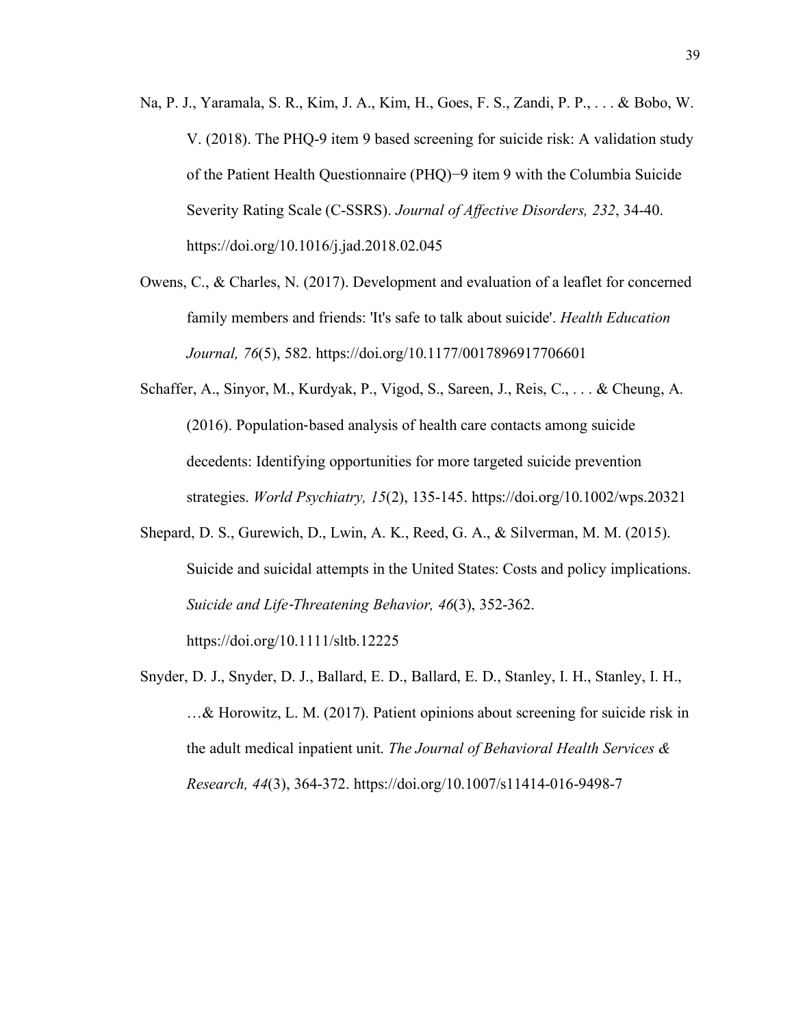Na, P. J., Yaramala, S. R., Kim, J. A., Kim, H., Goes, F. S., Zandi, P. P., . . . & Bobo, W. V. (2018). The PHQ-9 item 9 based screening for suicide risk: A validation study of the Patient Health Questionnaire (PHQ)−9 item 9 with the Columbia Suicide Severity Rating Scale (C-SSRS). *Journal of Affective Disorders, 232*, 34-40. https://doi.org/10.1016/j.jad.2018.02.045

Owens, C., & Charles, N. (2017). Development and evaluation of a leaflet for concerned family members and friends: 'It's safe to talk about suicide'. *Health Education Journal, 76*(5), 582. https://doi.org/10.1177/0017896917706601

Schaffer, A., Sinyor, M., Kurdyak, P., Vigod, S., Sareen, J., Reis, C., . . . & Cheung, A. (2016). Population-based analysis of health care contacts among suicide decedents: Identifying opportunities for more targeted suicide prevention strategies. *World Psychiatry, 15*(2), 135-145. https://doi.org/10.1002/wps.20321

Shepard, D. S., Gurewich, D., Lwin, A. K., Reed, G. A., & Silverman, M. M. (2015). Suicide and suicidal attempts in the United States: Costs and policy implications. *Suicide and Life-Threatening Behavior, 46*(3), 352-362. https://doi.org/10.1111/sltb.12225

Snyder, D. J., Snyder, D. J., Ballard, E. D., Ballard, E. D., Stanley, I. H., Stanley, I. H., …& Horowitz, L. M. (2017). Patient opinions about screening for suicide risk in the adult medical inpatient unit. *The Journal of Behavioral Health Services & Research, 44*(3), 364-372. https://doi.org/10.1007/s11414-016-9498-7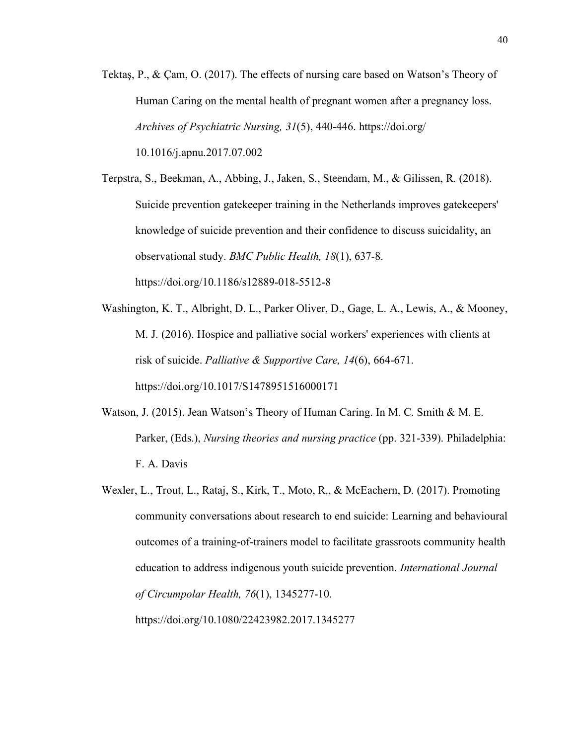Tektaş, P., & Çam, O. (2017). The effects of nursing care based on Watson's Theory of Human Caring on the mental health of pregnant women after a pregnancy loss. *Archives of Psychiatric Nursing, 31*(5), 440-446. https://doi.org/ 10.1016/j.apnu.2017.07.002

Terpstra, S., Beekman, A., Abbing, J., Jaken, S., Steendam, M., & Gilissen, R. (2018). Suicide prevention gatekeeper training in the Netherlands improves gatekeepers' knowledge of suicide prevention and their confidence to discuss suicidality, an observational study. *BMC Public Health, 18*(1), 637-8. https://doi.org/10.1186/s12889-018-5512-8

Washington, K. T., Albright, D. L., Parker Oliver, D., Gage, L. A., Lewis, A., & Mooney, M. J. (2016). Hospice and palliative social workers' experiences with clients at risk of suicide. *Palliative & Supportive Care, 14*(6), 664-671. https://doi.org/10.1017/S1478951516000171

Watson, J. (2015). Jean Watson's Theory of Human Caring. In M. C. Smith & M. E. Parker, (Eds.), *Nursing theories and nursing practice* (pp. 321-339). Philadelphia: F. A. Davis

Wexler, L., Trout, L., Rataj, S., Kirk, T., Moto, R., & McEachern, D. (2017). Promoting community conversations about research to end suicide: Learning and behavioural outcomes of a training-of-trainers model to facilitate grassroots community health education to address indigenous youth suicide prevention. *International Journal of Circumpolar Health, 76*(1), 1345277-10. https://doi.org/10.1080/22423982.2017.1345277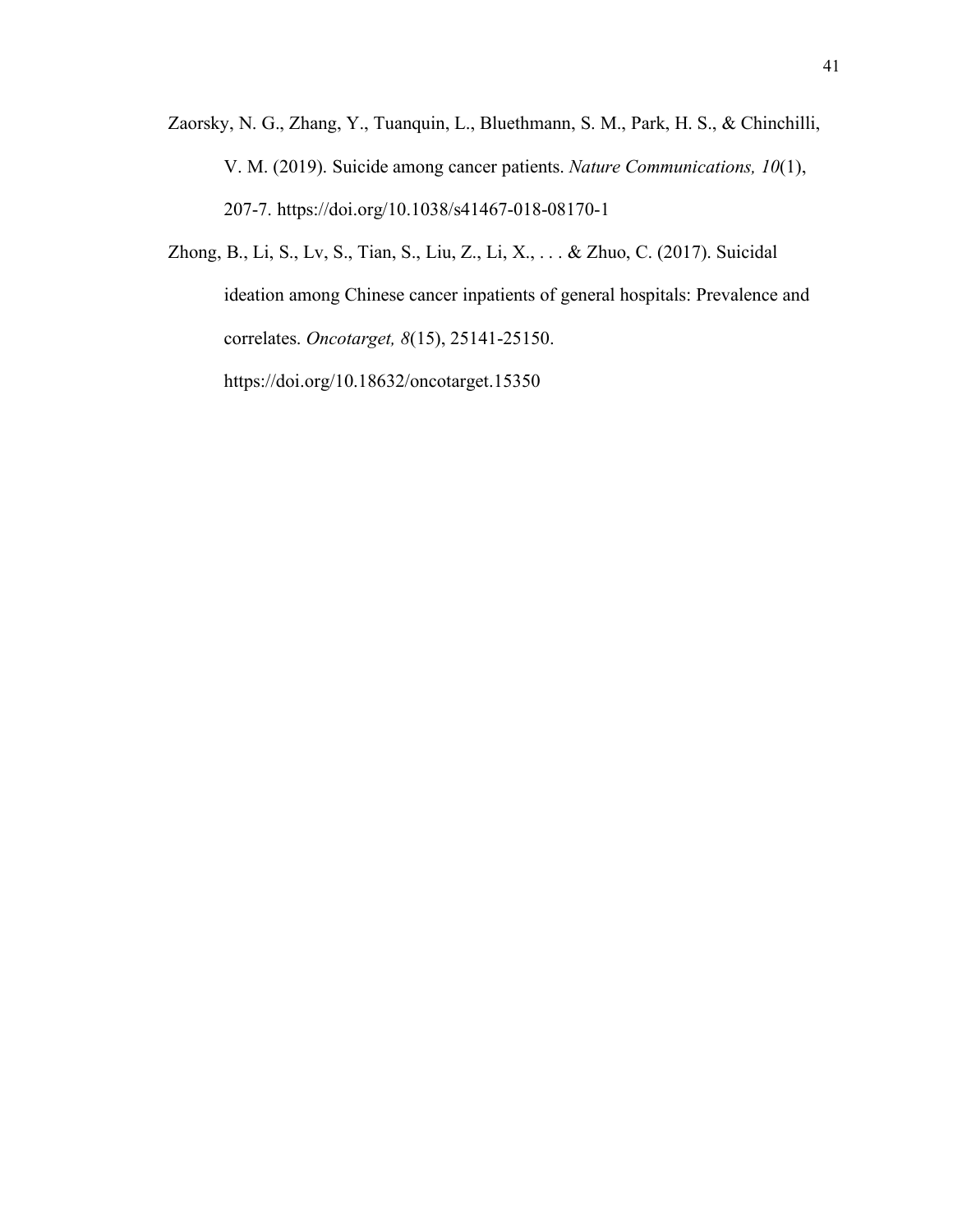Zaorsky, N. G., Zhang, Y., Tuanquin, L., Bluethmann, S. M., Park, H. S., & Chinchilli, V. M. (2019). Suicide among cancer patients. *Nature Communications, 10*(1), 207-7. https://doi.org/10.1038/s41467-018-08170-1

Zhong, B., Li, S., Lv, S., Tian, S., Liu, Z., Li, X., . . . & Zhuo, C. (2017). Suicidal ideation among Chinese cancer inpatients of general hospitals: Prevalence and correlates. *Oncotarget, 8*(15), 25141-25150. https://doi.org/10.18632/oncotarget.15350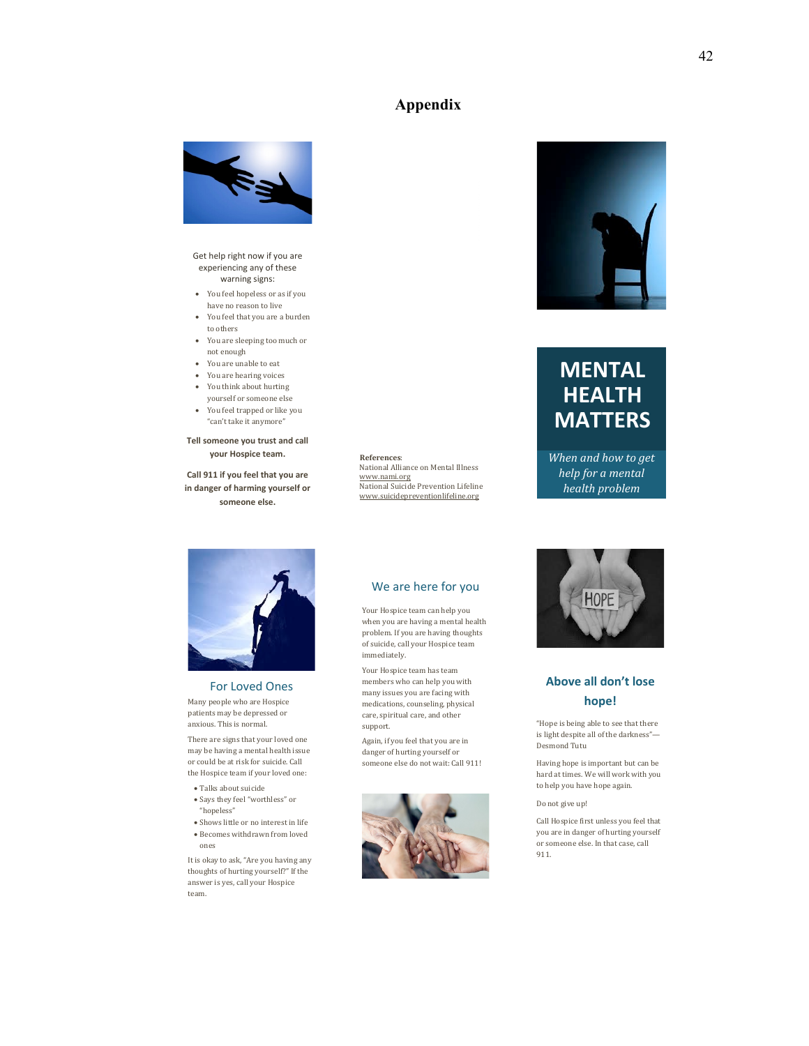# Appendix

Get help right now if you are experiencing any of these warning signs:

- You feel hopeless or as if you have no reason to live
- You feel that you are a burden to others
- You are sleeping too much or not enough
- You are unable to eat
- You are hearing voices
- You think about hurting yourself or someone else
- You feel trapped or like you "can't take it anymore"

**Tell someone you trust and call your Hospice team.**

**Call 911 if you feel that you are in danger of harming yourself or someone else.**

**References**:
National Alliance on Mental Illness
www.nami.org
National Suicide Prevention Lifeline
www.suicidepreventionlifeline.org

## MENTAL HEALTH MATTERS

*When and how to get help for a mental health problem*

## For Loved Ones

Many people who are Hospice patients may be depressed or anxious. This is normal.

There are signs that your loved one may be having a mental health issue or could be at risk for suicide. Call the Hospice team if your loved one:

- Talks about suicide
- Says they feel "worthless" or "hopeless"
- Shows little or no interest in life
- Becomes withdrawn from loved ones

It is okay to ask, "Are you having any thoughts of hurting yourself?" If the answer is yes, call your Hospice team.

## We are here for you

Your Hospice team can help you when you are having a mental health problem. If you are having thoughts of suicide, call your Hospice team immediately.

Your Hospice team has team members who can help you with many issues you are facing with medications, counseling, physical care, spiritual care, and other support.

Again, if you feel that you are in danger of hurting yourself or someone else do not wait: Call 911!

HOPE

## Above all don't lose hope!

"Hope is being able to see that there is light despite all of the darkness"—Desmond Tutu

Having hope is important but can be hard at times. We will work with you to help you have hope again.

Do not give up!

Call Hospice first unless you feel that you are in danger of hurting yourself or someone else. In that case, call 911.